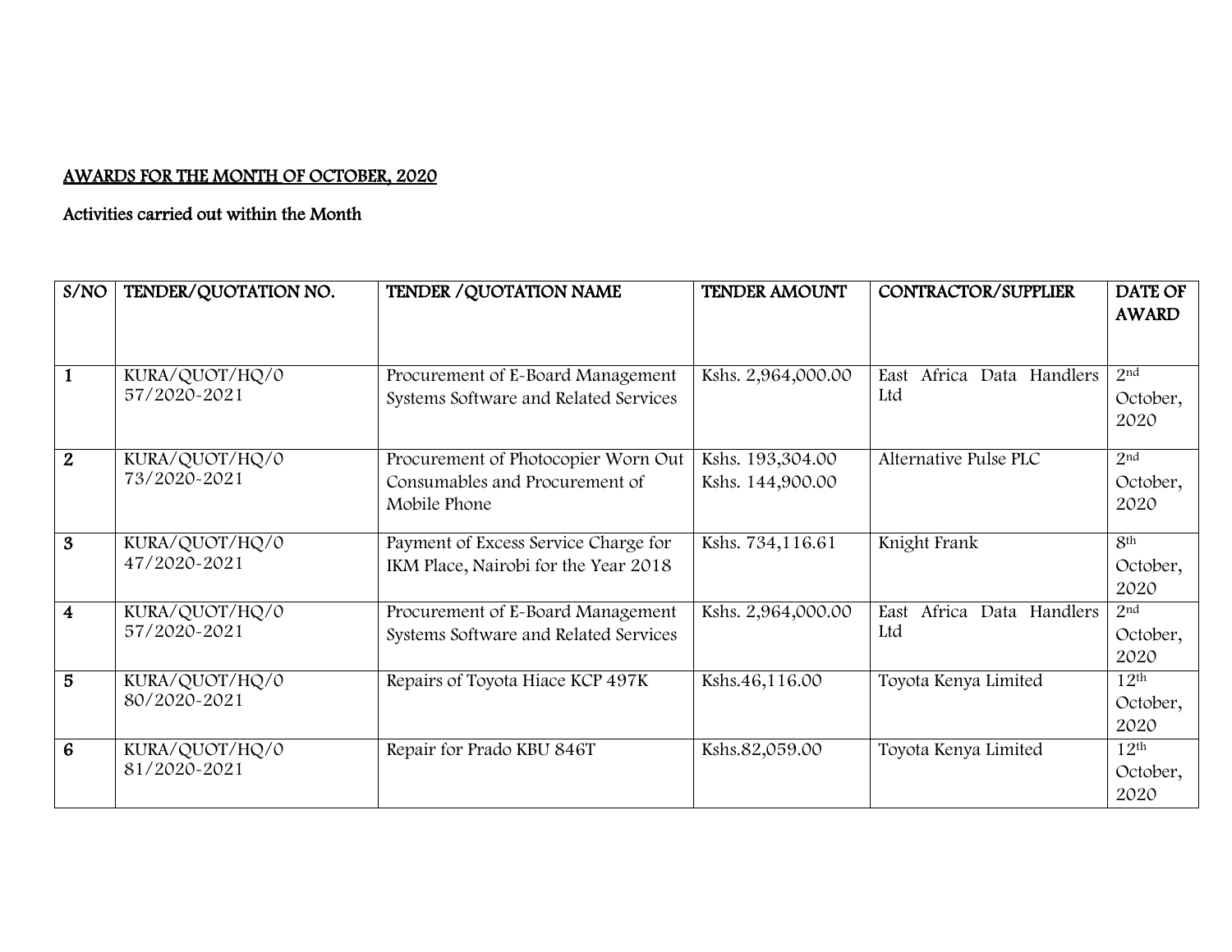## AWARDS FOR THE MONTH OF OCTOBER, 2020

Activities carried out within the Month

| S/NO | TENDER/QUOTATION NO. | TENDER /QUOTATION NAME | TENDER AMOUNT | CONTRACTOR/SUPPLIER | DATE OF AWARD |
|---|---|---|---|---|---|
| 1 | KURA/QUOT/HQ/057/2020-2021 | Procurement of E-Board Management Systems Software and Related Services | Kshs. 2,964,000.00 | East Africa Data Handlers Ltd | 2nd October, 2020 |
| 2 | KURA/QUOT/HQ/073/2020-2021 | Procurement of Photocopier Worn Out Consumables and Procurement of Mobile Phone | Kshs. 193,304.00 Kshs. 144,900.00 | Alternative Pulse PLC | 2nd October, 2020 |
| 3 | KURA/QUOT/HQ/047/2020-2021 | Payment of Excess Service Charge for IKM Place, Nairobi for the Year 2018 | Kshs. 734,116.61 | Knight Frank | 8th October, 2020 |
| 4 | KURA/QUOT/HQ/057/2020-2021 | Procurement of E-Board Management Systems Software and Related Services | Kshs. 2,964,000.00 | East Africa Data Handlers Ltd | 2nd October, 2020 |
| 5 | KURA/QUOT/HQ/080/2020-2021 | Repairs of Toyota Hiace KCP 497K | Kshs.46,116.00 | Toyota Kenya Limited | 12th October, 2020 |
| 6 | KURA/QUOT/HQ/081/2020-2021 | Repair for Prado KBU 846T | Kshs.82,059.00 | Toyota Kenya Limited | 12th October, 2020 |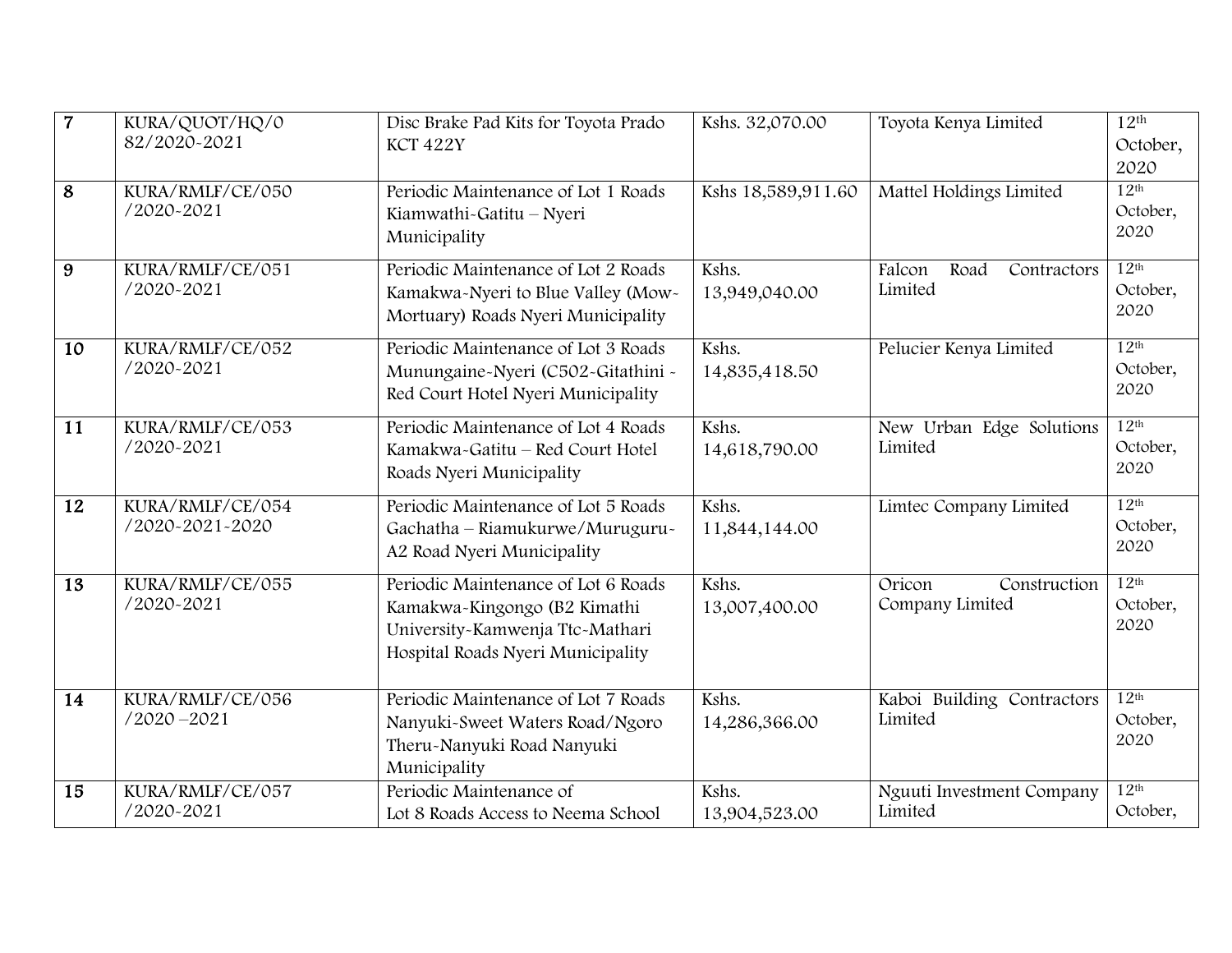| 7 | KURA/QUOT/HQ/082/2020-2021 | Disc Brake Pad Kits for Toyota Prado KCT 422Y | Kshs. 32,070.00 | Toyota Kenya Limited | 12th October, 2020 |
|---|---|---|---|---|---|
| 8 | KURA/RMLF/CE/050/2020-2021 | Periodic Maintenance of Lot 1 Roads Kiamwathi-Gatitu – Nyeri Municipality | Kshs 18,589,911.60 | Mattel Holdings Limited | 12th October, 2020 |
| 9 | KURA/RMLF/CE/051/2020-2021 | Periodic Maintenance of Lot 2 Roads Kamakwa-Nyeri to Blue Valley (Mow-Mortuary) Roads Nyeri Municipality | Kshs. 13,949,040.00 | Falcon Road Contractors Limited | 12th October, 2020 |
| 10 | KURA/RMLF/CE/052/2020-2021 | Periodic Maintenance of Lot 3 Roads Munungaine-Nyeri (C502-Gitathini - Red Court Hotel Nyeri Municipality | Kshs. 14,835,418.50 | Pelucier Kenya Limited | 12th October, 2020 |
| 11 | KURA/RMLF/CE/053/2020-2021 | Periodic Maintenance of Lot 4 Roads Kamakwa-Gatitu – Red Court Hotel Roads Nyeri Municipality | Kshs. 14,618,790.00 | New Urban Edge Solutions Limited | 12th October, 2020 |
| 12 | KURA/RMLF/CE/054/2020-2021-2020 | Periodic Maintenance of Lot 5 Roads Gachatha – Riamukurwe/Muruguru-A2 Road Nyeri Municipality | Kshs. 11,844,144.00 | Limtec Company Limited | 12th October, 2020 |
| 13 | KURA/RMLF/CE/055/2020-2021 | Periodic Maintenance of Lot 6 Roads Kamakwa-Kingongo (B2 Kimathi University-Kamwenja Ttc-Mathari Hospital Roads Nyeri Municipality | Kshs. 13,007,400.00 | Oricon Construction Company Limited | 12th October, 2020 |
| 14 | KURA/RMLF/CE/056/2020 –2021 | Periodic Maintenance of Lot 7 Roads Nanyuki-Sweet Waters Road/Ngoro Theru-Nanyuki Road Nanyuki Municipality | Kshs. 14,286,366.00 | Kaboi Building Contractors Limited | 12th October, 2020 |
| 15 | KURA/RMLF/CE/057/2020-2021 | Periodic Maintenance of Lot 8 Roads Access to Neema School | Kshs. 13,904,523.00 | Nguuti Investment Company Limited | 12th October, |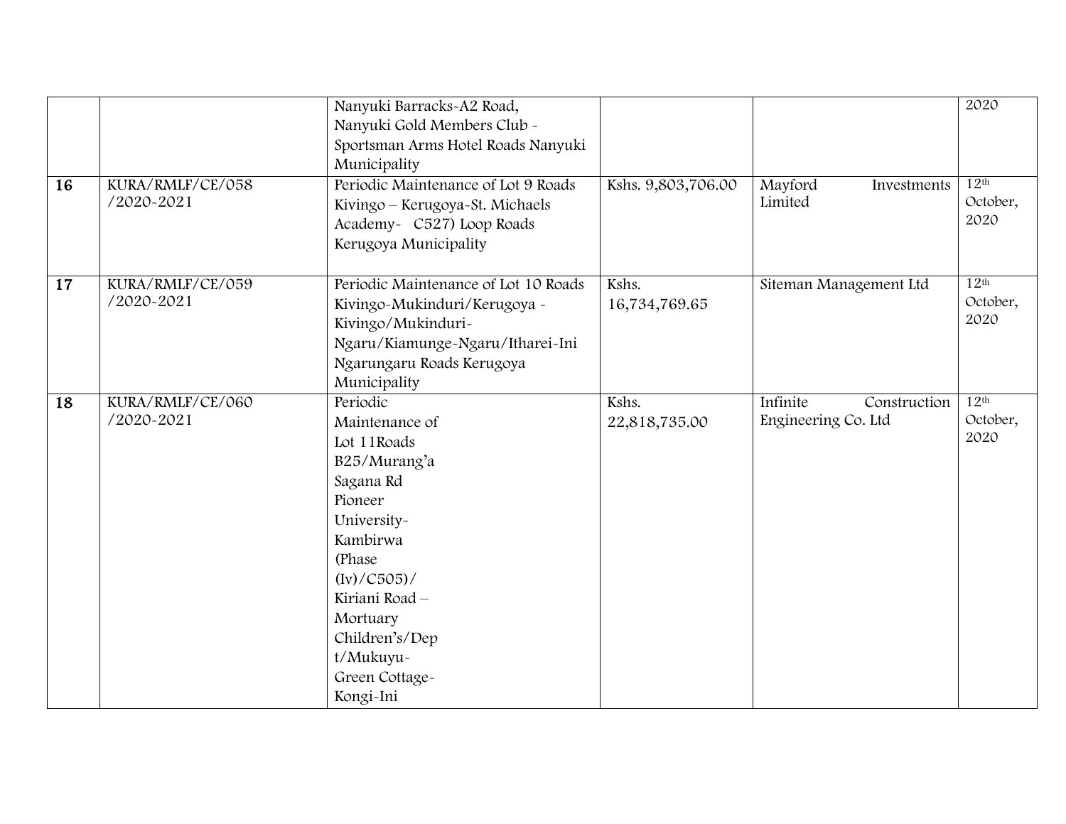| | | | | | |
|---|---|---|---|---|---|
| | | Nanyuki Barracks-A2 Road, Nanyuki Gold Members Club - Sportsman Arms Hotel Roads Nanyuki Municipality | | | 2020 |
| **16** | KURA/RMLF/CE/058 /2020-2021 | Periodic Maintenance of Lot 9 Roads Kivingo – Kerugoya-St. Michaels Academy- C527) Loop Roads Kerugoya Municipality | Kshs. 9,803,706.00 | Mayford Investments Limited | 12th October, 2020 |
| **17** | KURA/RMLF/CE/059 /2020-2021 | Periodic Maintenance of Lot 10 Roads Kivingo-Mukinduri/Kerugoya - Kivingo/Mukinduri-Ngaru/Kiamunge-Ngaru/Itharei-Ini Ngarungaru Roads Kerugoya Municipality | Kshs. 16,734,769.65 | Siteman Management Ltd | 12th October, 2020 |
| **18** | KURA/RMLF/CE/060 /2020-2021 | Periodic Maintenance of Lot 11Roads B25/Murang'a Sagana Rd Pioneer University-Kambirwa (Phase (Iv)/C505)/ Kiriani Road – Mortuary Children's/Dept/Mukuyu-Green Cottage-Kongi-Ini | Kshs. 22,818,735.00 | Infinite Construction Engineering Co. Ltd | 12th October, 2020 |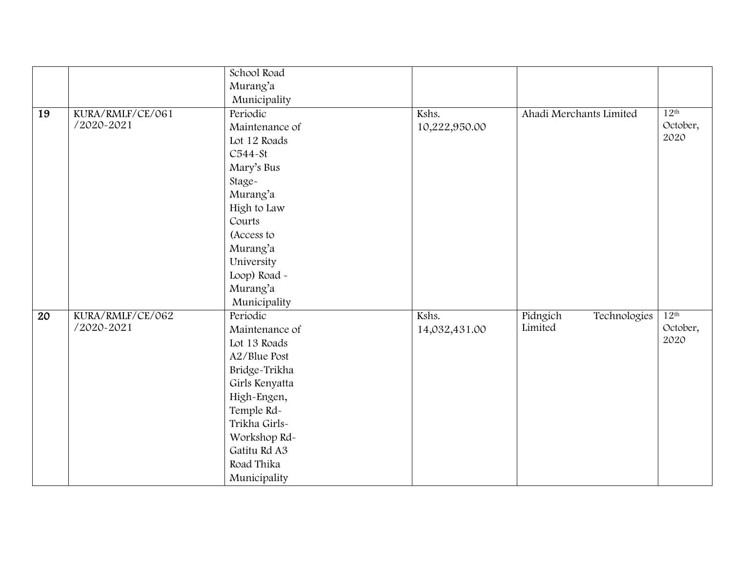| | | | | | |
|---|---|---|---|---|---|
| | | School Road Murang'a Municipality | | | |
| 19 | KURA/RMLF/CE/061 /2020-2021 | Periodic Maintenance of Lot 12 Roads C544-St Mary's Bus Stage-Murang'a High to Law Courts (Access to Murang'a University Loop) Road - Murang'a Municipality | Kshs. 10,222,950.00 | Ahadi Merchants Limited | 12th October, 2020 |
| 20 | KURA/RMLF/CE/062 /2020-2021 | Periodic Maintenance of Lot 13 Roads A2/Blue Post Bridge-Trikha Girls Kenyatta High-Engen, Temple Rd-Trikha Girls-Workshop Rd-Gatitu Rd A3 Road Thika Municipality | Kshs. 14,032,431.00 | Pidngich Technologies Limited | 12th October, 2020 |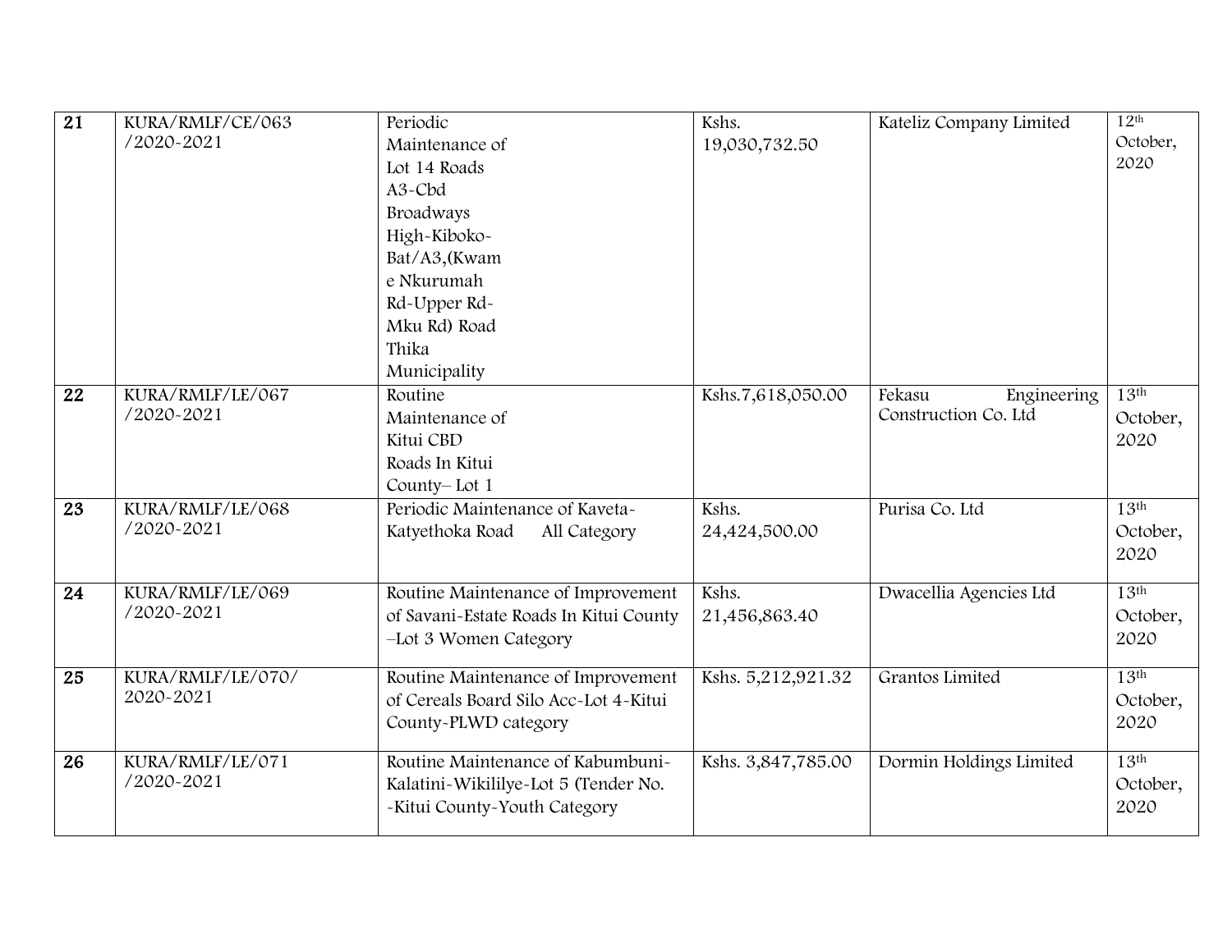| 21 | KURA/RMLF/CE/063 /2020-2021 | Periodic Maintenance of Lot 14 Roads A3-Cbd Broadways High-Kiboko-Bat/A3,(Kwame Nkurumah Rd-Upper Rd-Mku Rd) Road Thika Municipality | Kshs. 19,030,732.50 | Kateliz Company Limited | 12th October, 2020 |
|---|---|---|---|---|---|
| 22 | KURA/RMLF/LE/067 /2020-2021 | Routine Maintenance of Kitui CBD Roads In Kitui County– Lot 1 | Kshs.7,618,050.00 | Fekasu Engineering Construction Co. Ltd | 13th October, 2020 |
| 23 | KURA/RMLF/LE/068 /2020-2021 | Periodic Maintenance of Kaveta-Katyethoka Road All Category | Kshs. 24,424,500.00 | Purisa Co. Ltd | 13th October, 2020 |
| 24 | KURA/RMLF/LE/069 /2020-2021 | Routine Maintenance of Improvement of Savani-Estate Roads In Kitui County –Lot 3 Women Category | Kshs. 21,456,863.40 | Dwacellia Agencies Ltd | 13th October, 2020 |
| 25 | KURA/RMLF/LE/070/ 2020-2021 | Routine Maintenance of Improvement of Cereals Board Silo Acc-Lot 4-Kitui County-PLWD category | Kshs. 5,212,921.32 | Grantos Limited | 13th October, 2020 |
| 26 | KURA/RMLF/LE/071 /2020-2021 | Routine Maintenance of Kabumbuni-Kalatini-Wikililye-Lot 5 (Tender No. -Kitui County-Youth Category | Kshs. 3,847,785.00 | Dormin Holdings Limited | 13th October, 2020 |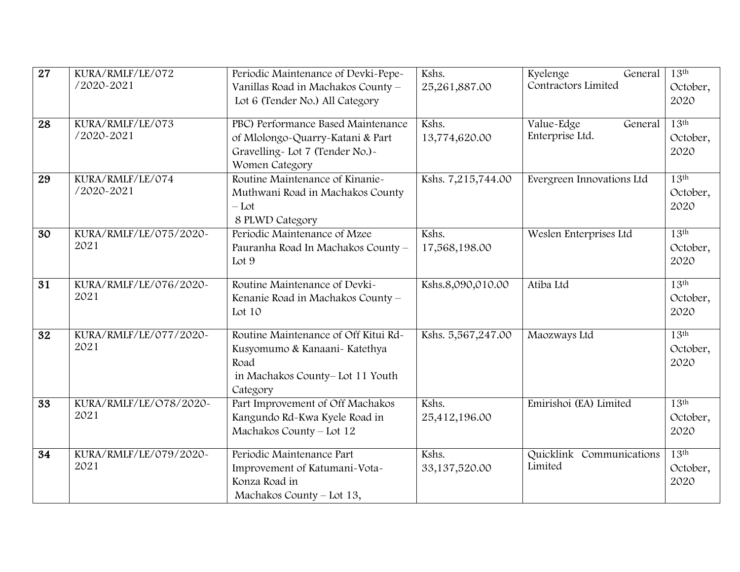| 27 | KURA/RMLF/LE/072 /2020-2021 | Periodic Maintenance of Devki-Pepe-Vanillas Road in Machakos County – Lot 6 (Tender No.) All Category | Kshs. 25,261,887.00 | Kyelenge General Contractors Limited | 13th October, 2020 |
|---|---|---|---|---|---|
| 28 | KURA/RMLF/LE/073 /2020-2021 | PBC) Performance Based Maintenance of Mlolongo-Quarry-Katani & Part Gravelling- Lot 7 (Tender No.)- Women Category | Kshs. 13,774,620.00 | Value-Edge General Enterprise Ltd. | 13th October, 2020 |
| 29 | KURA/RMLF/LE/074 /2020-2021 | Routine Maintenance of Kinanie-Muthwani Road in Machakos County – Lot 8 PLWD Category | Kshs. 7,215,744.00 | Evergreen Innovations Ltd | 13th October, 2020 |
| 30 | KURA/RMLF/LE/075/2020-2021 | Periodic Maintenance of Mzee Pauranha Road In Machakos County – Lot 9 | Kshs. 17,568,198.00 | Weslen Enterprises Ltd | 13th October, 2020 |
| 31 | KURA/RMLF/LE/076/2020-2021 | Routine Maintenance of Devki-Kenanie Road in Machakos County – Lot 10 | Kshs.8,090,010.00 | Atiba Ltd | 13th October, 2020 |
| 32 | KURA/RMLF/LE/077/2020-2021 | Routine Maintenance of Off Kitui Rd-Kusyomumo & Kanaani- Katethya Road in Machakos County– Lot 11 Youth Category | Kshs. 5,567,247.00 | Maozways Ltd | 13th October, 2020 |
| 33 | KURA/RMLF/LE/O78/2020-2021 | Part Improvement of Off Machakos Kangundo Rd-Kwa Kyele Road in Machakos County – Lot 12 | Kshs. 25,412,196.00 | Emirishoi (EA) Limited | 13th October, 2020 |
| 34 | KURA/RMLF/LE/079/2020-2021 | Periodic Maintenance Part Improvement of Katumani-Vota-Konza Road in Machakos County – Lot 13, | Kshs. 33,137,520.00 | Quicklink Communications Limited | 13th October, 2020 |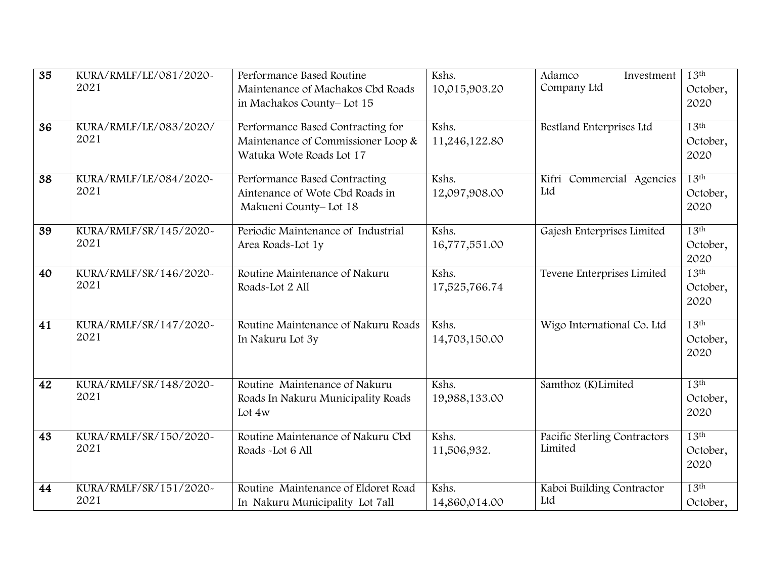| 35 | KURA/RMLF/LE/081/2020-2021 | Performance Based Routine Maintenance of Machakos Cbd Roads in Machakos County– Lot 15 | Kshs. 10,015,903.20 | Adamco Investment Company Ltd | 13th October, 2020 |
|---|---|---|---|---|---|
| 36 | KURA/RMLF/LE/083/2020/2021 | Performance Based Contracting for Maintenance of Commissioner Loop & Watuka Wote Roads Lot 17 | Kshs. 11,246,122.80 | Bestland Enterprises Ltd | 13th October, 2020 |
| 38 | KURA/RMLF/LE/084/2020-2021 | Performance Based Contracting Aintenance of Wote Cbd Roads in Makueni County– Lot 18 | Kshs. 12,097,908.00 | Kifri Commercial Agencies Ltd | 13th October, 2020 |
| 39 | KURA/RMLF/SR/145/2020-2021 | Periodic Maintenance of Industrial Area Roads-Lot 1y | Kshs. 16,777,551.00 | Gajesh Enterprises Limited | 13th October, 2020 |
| 40 | KURA/RMLF/SR/146/2020-2021 | Routine Maintenance of Nakuru Roads-Lot 2 All | Kshs. 17,525,766.74 | Tevene Enterprises Limited | 13th October, 2020 |
| 41 | KURA/RMLF/SR/147/2020-2021 | Routine Maintenance of Nakuru Roads In Nakuru Lot 3y | Kshs. 14,703,150.00 | Wigo International Co. Ltd | 13th October, 2020 |
| 42 | KURA/RMLF/SR/148/2020-2021 | Routine Maintenance of Nakuru Roads In Nakuru Municipality Roads Lot 4w | Kshs. 19,988,133.00 | Samthoz (K)Limited | 13th October, 2020 |
| 43 | KURA/RMLF/SR/150/2020-2021 | Routine Maintenance of Nakuru Cbd Roads -Lot 6 All | Kshs. 11,506,932. | Pacific Sterling Contractors Limited | 13th October, 2020 |
| 44 | KURA/RMLF/SR/151/2020-2021 | Routine Maintenance of Eldoret Road In Nakuru Municipality Lot 7all | Kshs. 14,860,014.00 | Kaboi Building Contractor Ltd | 13th October, |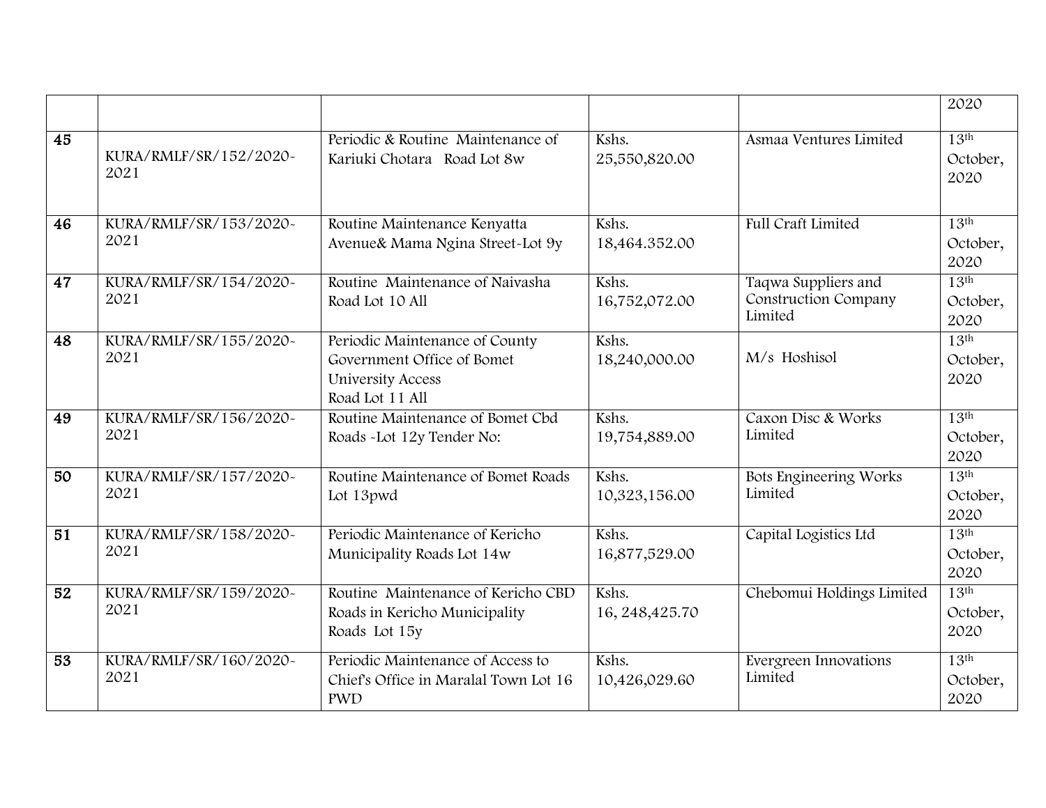| | | | | | 2020 |
|---|---|---|---|---|---|
| 45 | KURA/RMLF/SR/152/2020-2021 | Periodic & Routine Maintenance of Kariuki Chotara Road Lot 8w | Kshs. 25,550,820.00 | Asmaa Ventures Limited | 13th October, 2020 |
| 46 | KURA/RMLF/SR/153/2020-2021 | Routine Maintenance Kenyatta Avenue& Mama Ngina Street-Lot 9y | Kshs. 18,464.352.00 | Full Craft Limited | 13th October, 2020 |
| 47 | KURA/RMLF/SR/154/2020-2021 | Routine Maintenance of Naivasha Road Lot 10 All | Kshs. 16,752,072.00 | Taqwa Suppliers and Construction Company Limited | 13th October, 2020 |
| 48 | KURA/RMLF/SR/155/2020-2021 | Periodic Maintenance of County Government Office of Bomet University Access Road Lot 11 All | Kshs. 18,240,000.00 | M/s Hoshisol | 13th October, 2020 |
| 49 | KURA/RMLF/SR/156/2020-2021 | Routine Maintenance of Bomet Cbd Roads -Lot 12y Tender No: | Kshs. 19,754,889.00 | Caxon Disc & Works Limited | 13th October, 2020 |
| 50 | KURA/RMLF/SR/157/2020-2021 | Routine Maintenance of Bomet Roads Lot 13pwd | Kshs. 10,323,156.00 | Bots Engineering Works Limited | 13th October, 2020 |
| 51 | KURA/RMLF/SR/158/2020-2021 | Periodic Maintenance of Kericho Municipality Roads Lot 14w | Kshs. 16,877,529.00 | Capital Logistics Ltd | 13th October, 2020 |
| 52 | KURA/RMLF/SR/159/2020-2021 | Routine Maintenance of Kericho CBD Roads in Kericho Municipality Roads Lot 15y | Kshs. 16, 248,425.70 | Chebomui Holdings Limited | 13th October, 2020 |
| 53 | KURA/RMLF/SR/160/2020-2021 | Periodic Maintenance of Access to Chief's Office in Maralal Town Lot 16 PWD | Kshs. 10,426,029.60 | Evergreen Innovations Limited | 13th October, 2020 |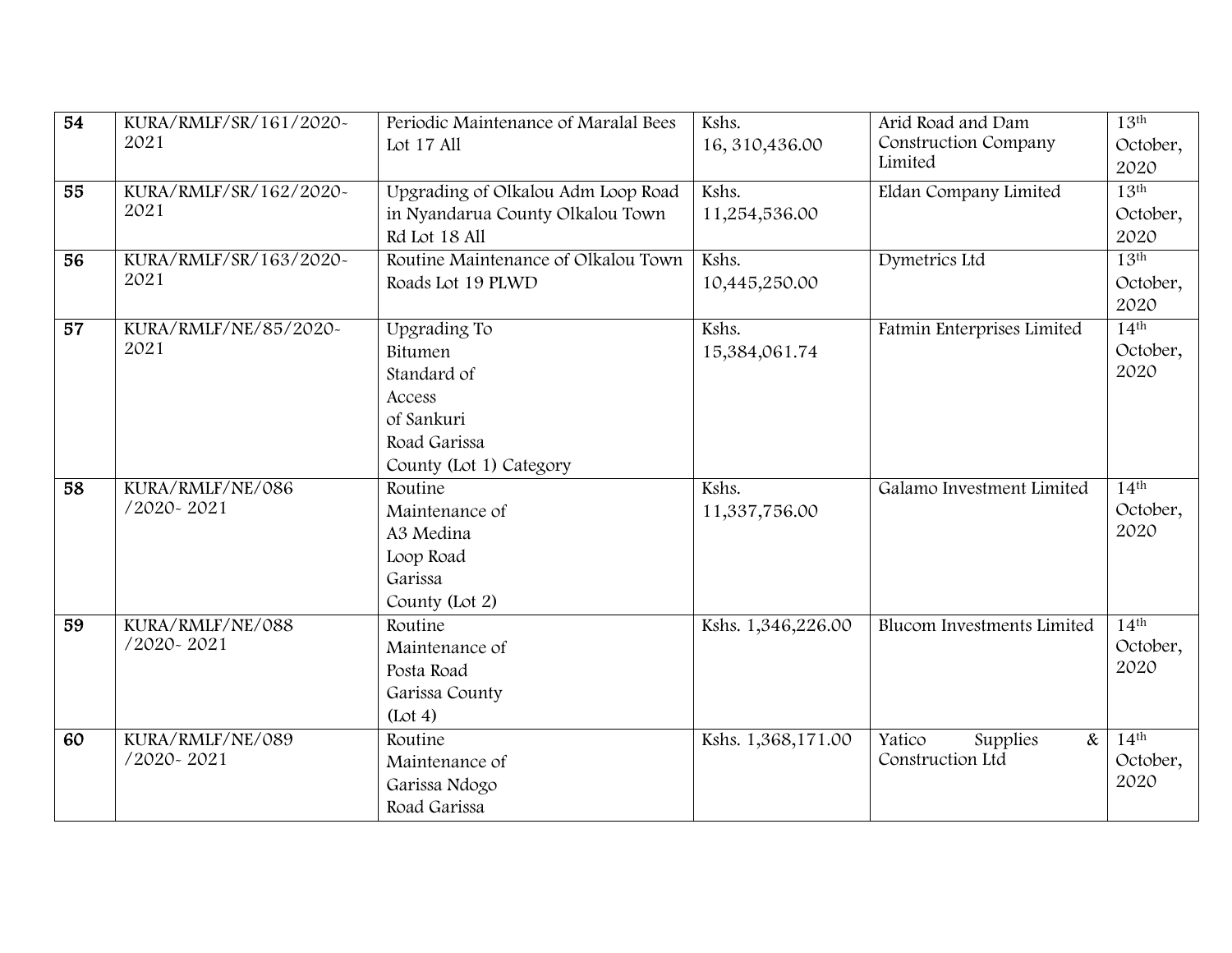| 54 | KURA/RMLF/SR/161/2020-2021 | Periodic Maintenance of Maralal Bees Lot 17 All | Kshs. 16, 310,436.00 | Arid Road and Dam Construction Company Limited | 13th October, 2020 |
|---|---|---|---|---|---|
| 55 | KURA/RMLF/SR/162/2020-2021 | Upgrading of Olkalou Adm Loop Road in Nyandarua County Olkalou Town Rd Lot 18 All | Kshs. 11,254,536.00 | Eldan Company Limited | 13th October, 2020 |
| 56 | KURA/RMLF/SR/163/2020-2021 | Routine Maintenance of Olkalou Town Roads Lot 19 PLWD | Kshs. 10,445,250.00 | Dymetrics Ltd | 13th October, 2020 |
| 57 | KURA/RMLF/NE/85/2020-2021 | Upgrading To Bitumen Standard of Access of Sankuri Road Garissa County (Lot 1) Category | Kshs. 15,384,061.74 | Fatmin Enterprises Limited | 14th October, 2020 |
| 58 | KURA/RMLF/NE/086 /2020- 2021 | Routine Maintenance of A3 Medina Loop Road Garissa County (Lot 2) | Kshs. 11,337,756.00 | Galamo Investment Limited | 14th October, 2020 |
| 59 | KURA/RMLF/NE/088 /2020- 2021 | Routine Maintenance of Posta Road Garissa County (Lot 4) | Kshs. 1,346,226.00 | Blucom Investments Limited | 14th October, 2020 |
| 60 | KURA/RMLF/NE/089 /2020- 2021 | Routine Maintenance of Garissa Ndogo Road Garissa | Kshs. 1,368,171.00 | Yatico Supplies & Construction Ltd | 14th October, 2020 |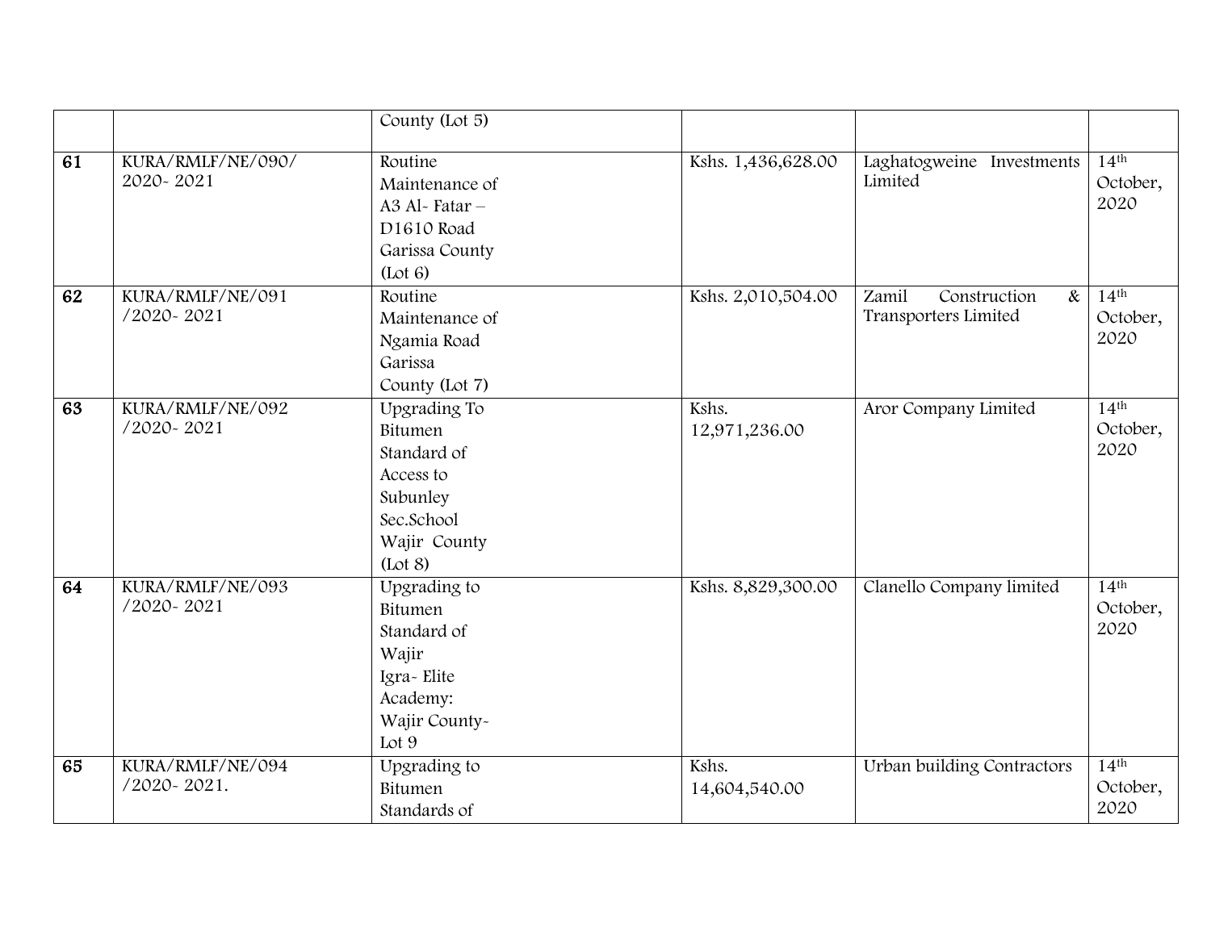| | | | | | |
|---|---|---|---|---|---|
| | | County (Lot 5) | | | |
| **61** | KURA/RMLF/NE/090/ 2020- 2021 | Routine Maintenance of A3 Al- Fatar – D1610 Road Garissa County (Lot 6) | Kshs. 1,436,628.00 | Laghatogweine Investments Limited | 14th October, 2020 |
| **62** | KURA/RMLF/NE/091 /2020- 2021 | Routine Maintenance of Ngamia Road Garissa County (Lot 7) | Kshs. 2,010,504.00 | Zamil Construction & Transporters Limited | 14th October, 2020 |
| **63** | KURA/RMLF/NE/092 /2020- 2021 | Upgrading To Bitumen Standard of Access to Subunley Sec.School Wajir County (Lot 8) | Kshs. 12,971,236.00 | Aror Company Limited | 14th October, 2020 |
| **64** | KURA/RMLF/NE/093 /2020- 2021 | Upgrading to Bitumen Standard of Wajir Igra- Elite Academy: Wajir County- Lot 9 | Kshs. 8,829,300.00 | Clanello Company limited | 14th October, 2020 |
| **65** | KURA/RMLF/NE/094 /2020- 2021. | Upgrading to Bitumen Standards of | Kshs. 14,604,540.00 | Urban building Contractors | 14th October, 2020 |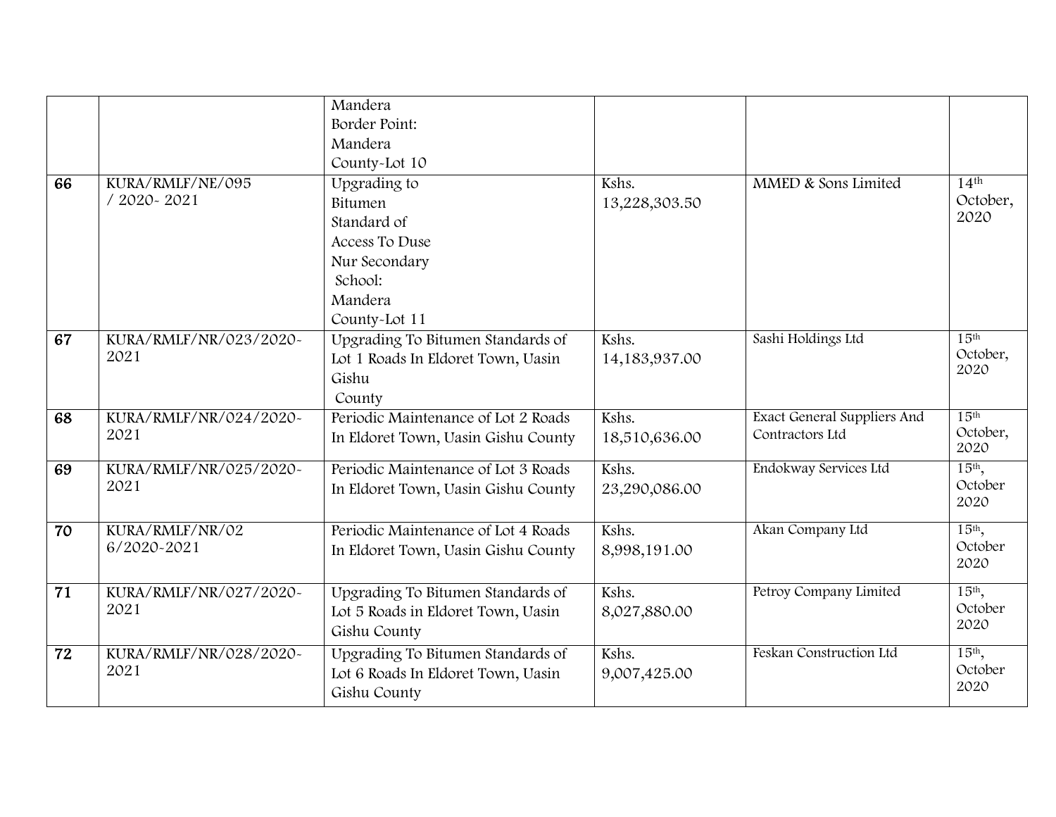| | | | | | |
|---|---|---|---|---|---|
| | | Mandera Border Point: Mandera County-Lot 10 | | | |
| **66** | KURA/RMLF/NE/095 / 2020- 2021 | Upgrading to Bitumen Standard of Access To Duse Nur Secondary School: Mandera County-Lot 11 | Kshs. 13,228,303.50 | MMED & Sons Limited | 14th October, 2020 |
| **67** | KURA/RMLF/NR/023/2020-2021 | Upgrading To Bitumen Standards of Lot 1 Roads In Eldoret Town, Uasin Gishu County | Kshs. 14,183,937.00 | Sashi Holdings Ltd | 15th October, 2020 |
| **68** | KURA/RMLF/NR/024/2020-2021 | Periodic Maintenance of Lot 2 Roads In Eldoret Town, Uasin Gishu County | Kshs. 18,510,636.00 | Exact General Suppliers And Contractors Ltd | 15th October, 2020 |
| **69** | KURA/RMLF/NR/025/2020-2021 | Periodic Maintenance of Lot 3 Roads In Eldoret Town, Uasin Gishu County | Kshs. 23,290,086.00 | Endokway Services Ltd | 15th, October 2020 |
| **70** | KURA/RMLF/NR/02 6/2020-2021 | Periodic Maintenance of Lot 4 Roads In Eldoret Town, Uasin Gishu County | Kshs. 8,998,191.00 | Akan Company Ltd | 15th, October 2020 |
| **71** | KURA/RMLF/NR/027/2020-2021 | Upgrading To Bitumen Standards of Lot 5 Roads in Eldoret Town, Uasin Gishu County | Kshs. 8,027,880.00 | Petroy Company Limited | 15th, October 2020 |
| **72** | KURA/RMLF/NR/028/2020-2021 | Upgrading To Bitumen Standards of Lot 6 Roads In Eldoret Town, Uasin Gishu County | Kshs. 9,007,425.00 | Feskan Construction Ltd | 15th, October 2020 |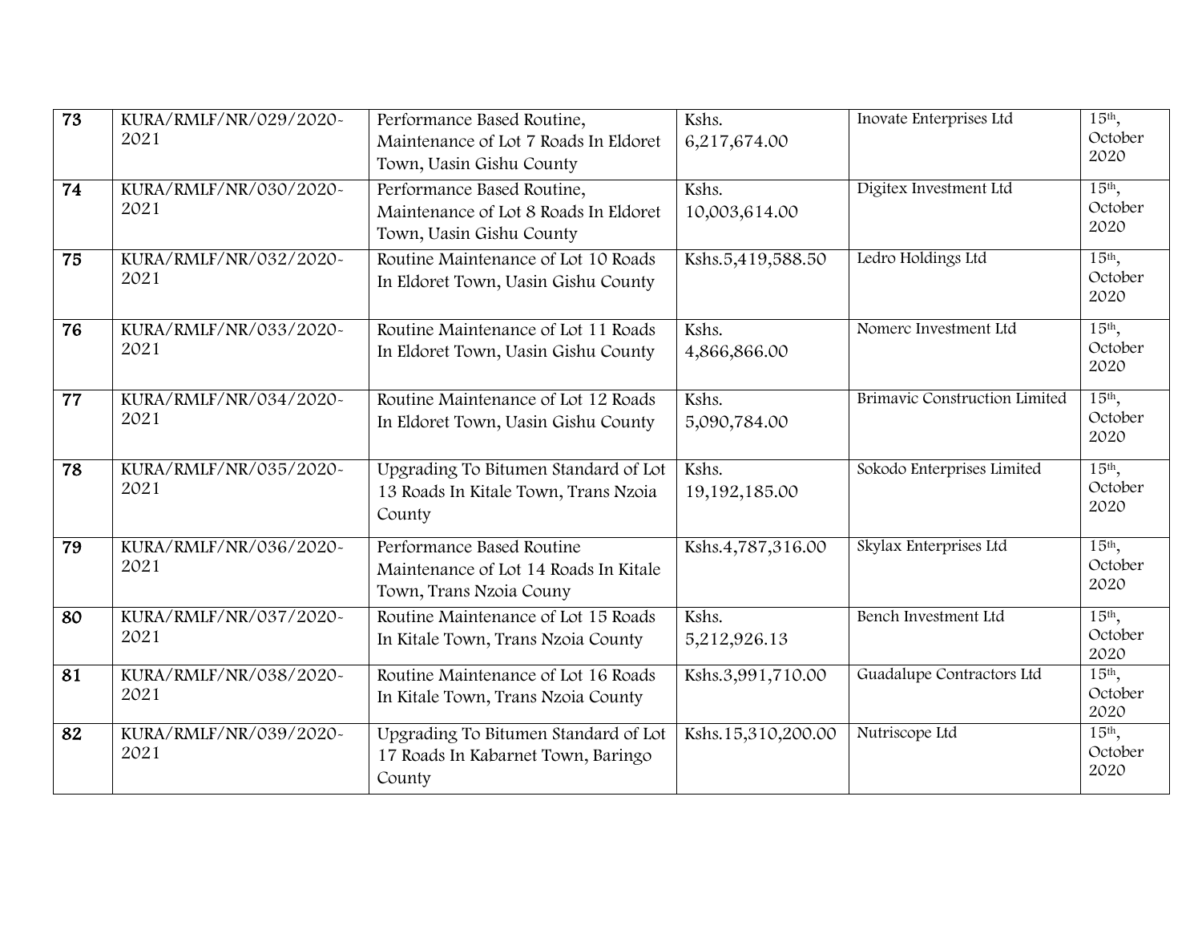| 73 | KURA/RMLF/NR/029/2020-2021 | Performance Based Routine, Maintenance of Lot 7 Roads In Eldoret Town, Uasin Gishu County | Kshs. 6,217,674.00 | Inovate Enterprises Ltd | 15th, October 2020 |
|---|---|---|---|---|---|
| 74 | KURA/RMLF/NR/030/2020-2021 | Performance Based Routine, Maintenance of Lot 8 Roads In Eldoret Town, Uasin Gishu County | Kshs. 10,003,614.00 | Digitex Investment Ltd | 15th, October 2020 |
| 75 | KURA/RMLF/NR/032/2020-2021 | Routine Maintenance of Lot 10 Roads In Eldoret Town, Uasin Gishu County | Kshs.5,419,588.50 | Ledro Holdings Ltd | 15th, October 2020 |
| 76 | KURA/RMLF/NR/033/2020-2021 | Routine Maintenance of Lot 11 Roads In Eldoret Town, Uasin Gishu County | Kshs. 4,866,866.00 | Nomerc Investment Ltd | 15th, October 2020 |
| 77 | KURA/RMLF/NR/034/2020-2021 | Routine Maintenance of Lot 12 Roads In Eldoret Town, Uasin Gishu County | Kshs. 5,090,784.00 | Brimavic Construction Limited | 15th, October 2020 |
| 78 | KURA/RMLF/NR/035/2020-2021 | Upgrading To Bitumen Standard of Lot 13 Roads In Kitale Town, Trans Nzoia County | Kshs. 19,192,185.00 | Sokodo Enterprises Limited | 15th, October 2020 |
| 79 | KURA/RMLF/NR/036/2020-2021 | Performance Based Routine Maintenance of Lot 14 Roads In Kitale Town, Trans Nzoia Couny | Kshs.4,787,316.00 | Skylax Enterprises Ltd | 15th, October 2020 |
| 80 | KURA/RMLF/NR/037/2020-2021 | Routine Maintenance of Lot 15 Roads In Kitale Town, Trans Nzoia County | Kshs. 5,212,926.13 | Bench Investment Ltd | 15th, October 2020 |
| 81 | KURA/RMLF/NR/038/2020-2021 | Routine Maintenance of Lot 16 Roads In Kitale Town, Trans Nzoia County | Kshs.3,991,710.00 | Guadalupe Contractors Ltd | 15th, October 2020 |
| 82 | KURA/RMLF/NR/039/2020-2021 | Upgrading To Bitumen Standard of Lot 17 Roads In Kabarnet Town, Baringo County | Kshs.15,310,200.00 | Nutriscope Ltd | 15th, October 2020 |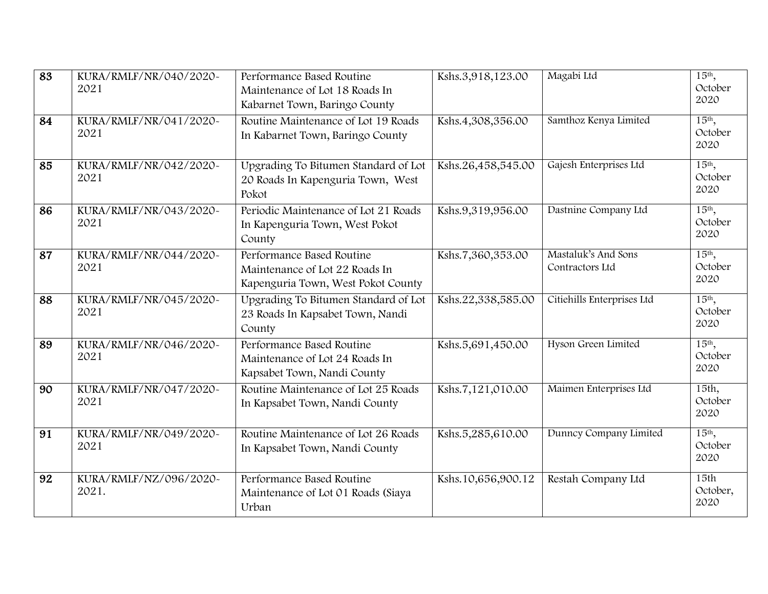| | | | | | |
|---|---|---|---|---|---|
| **83** | KURA/RMLF/NR/040/2020-2021 | Performance Based Routine Maintenance of Lot 18 Roads In Kabarnet Town, Baringo County | Kshs.3,918,123.00 | Magabi Ltd | 15th, October 2020 |
| **84** | KURA/RMLF/NR/041/2020-2021 | Routine Maintenance of Lot 19 Roads In Kabarnet Town, Baringo County | Kshs.4,308,356.00 | Samthoz Kenya Limited | 15th, October 2020 |
| **85** | KURA/RMLF/NR/042/2020-2021 | Upgrading To Bitumen Standard of Lot 20 Roads In Kapenguria Town, West Pokot | Kshs.26,458,545.00 | Gajesh Enterprises Ltd | 15th, October 2020 |
| **86** | KURA/RMLF/NR/043/2020-2021 | Periodic Maintenance of Lot 21 Roads In Kapenguria Town, West Pokot County | Kshs.9,319,956.00 | Dastnine Company Ltd | 15th, October 2020 |
| **87** | KURA/RMLF/NR/044/2020-2021 | Performance Based Routine Maintenance of Lot 22 Roads In Kapenguria Town, West Pokot County | Kshs.7,360,353.00 | Mastaluk's And Sons Contractors Ltd | 15th, October 2020 |
| **88** | KURA/RMLF/NR/045/2020-2021 | Upgrading To Bitumen Standard of Lot 23 Roads In Kapsabet Town, Nandi County | Kshs.22,338,585.00 | Citiehills Enterprises Ltd | 15th, October 2020 |
| **89** | KURA/RMLF/NR/046/2020-2021 | Performance Based Routine Maintenance of Lot 24 Roads In Kapsabet Town, Nandi County | Kshs.5,691,450.00 | Hyson Green Limited | 15th, October 2020 |
| **90** | KURA/RMLF/NR/047/2020-2021 | Routine Maintenance of Lot 25 Roads In Kapsabet Town, Nandi County | Kshs.7,121,010.00 | Maimen Enterprises Ltd | 15th, October 2020 |
| **91** | KURA/RMLF/NR/049/2020-2021 | Routine Maintenance of Lot 26 Roads In Kapsabet Town, Nandi County | Kshs.5,285,610.00 | Dunncy Company Limited | 15th, October 2020 |
| **92** | KURA/RMLF/NZ/096/2020-2021. | Performance Based Routine Maintenance of Lot 01 Roads (Siaya Urban | Kshs.10,656,900.12 | Restah Company Ltd | 15th October, 2020 |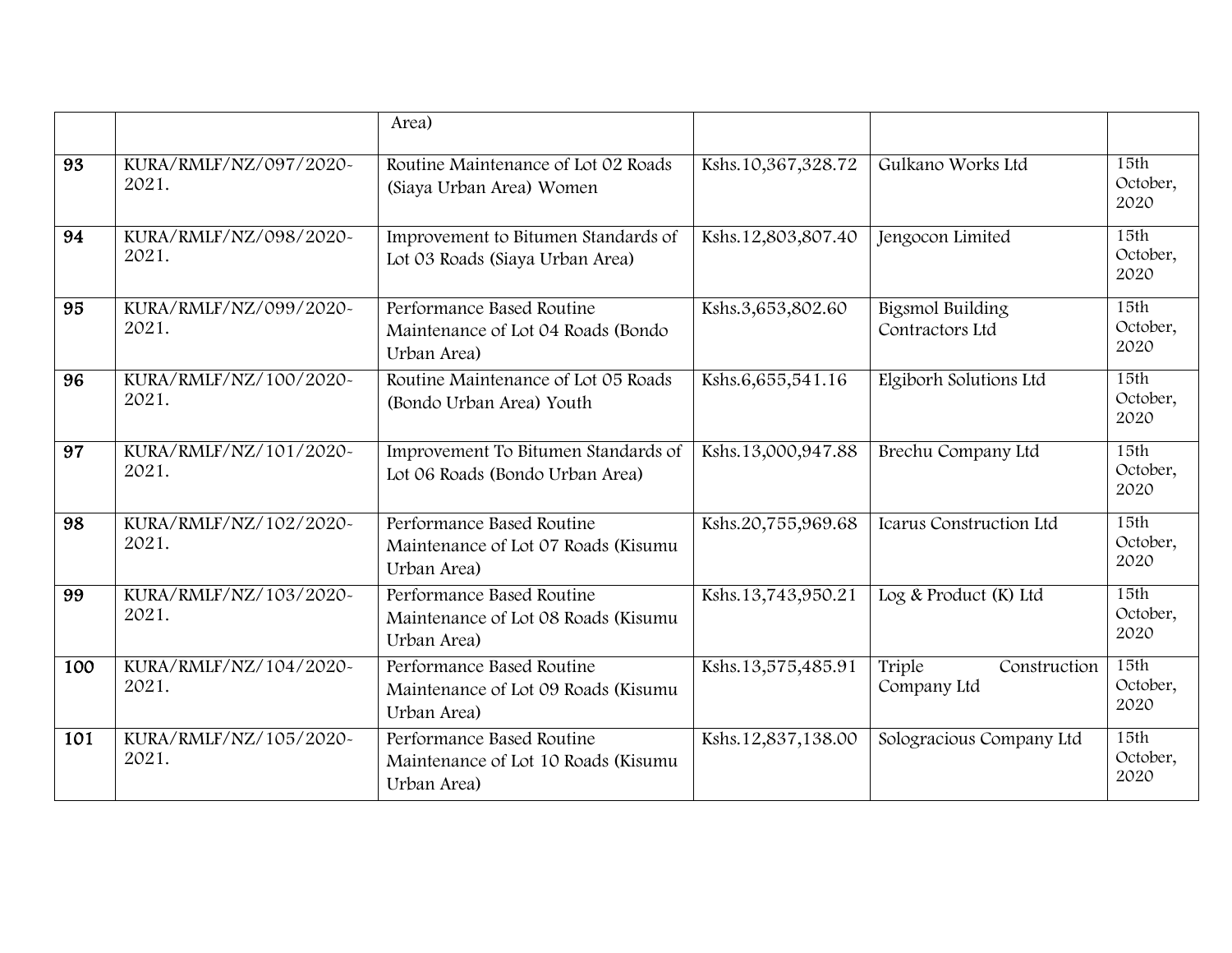| | | | | | |
|---|---|---|---|---|---|
| | | Area) | | | |
| **93** | KURA/RMLF/NZ/097/2020-2021. | Routine Maintenance of Lot 02 Roads (Siaya Urban Area) Women | Kshs.10,367,328.72 | Gulkano Works Ltd | 15th October, 2020 |
| **94** | KURA/RMLF/NZ/098/2020-2021. | Improvement to Bitumen Standards of Lot 03 Roads (Siaya Urban Area) | Kshs.12,803,807.40 | Jengocon Limited | 15th October, 2020 |
| **95** | KURA/RMLF/NZ/099/2020-2021. | Performance Based Routine Maintenance of Lot 04 Roads (Bondo Urban Area) | Kshs.3,653,802.60 | Bigsmol Building Contractors Ltd | 15th October, 2020 |
| **96** | KURA/RMLF/NZ/100/2020-2021. | Routine Maintenance of Lot 05 Roads (Bondo Urban Area) Youth | Kshs.6,655,541.16 | Elgiborh Solutions Ltd | 15th October, 2020 |
| **97** | KURA/RMLF/NZ/101/2020-2021. | Improvement To Bitumen Standards of Lot 06 Roads (Bondo Urban Area) | Kshs.13,000,947.88 | Brechu Company Ltd | 15th October, 2020 |
| **98** | KURA/RMLF/NZ/102/2020-2021. | Performance Based Routine Maintenance of Lot 07 Roads (Kisumu Urban Area) | Kshs.20,755,969.68 | Icarus Construction Ltd | 15th October, 2020 |
| **99** | KURA/RMLF/NZ/103/2020-2021. | Performance Based Routine Maintenance of Lot 08 Roads (Kisumu Urban Area) | Kshs.13,743,950.21 | Log & Product (K) Ltd | 15th October, 2020 |
| **100** | KURA/RMLF/NZ/104/2020-2021. | Performance Based Routine Maintenance of Lot 09 Roads (Kisumu Urban Area) | Kshs.13,575,485.91 | Triple Construction Company Ltd | 15th October, 2020 |
| **101** | KURA/RMLF/NZ/105/2020-2021. | Performance Based Routine Maintenance of Lot 10 Roads (Kisumu Urban Area) | Kshs.12,837,138.00 | Sologracious Company Ltd | 15th October, 2020 |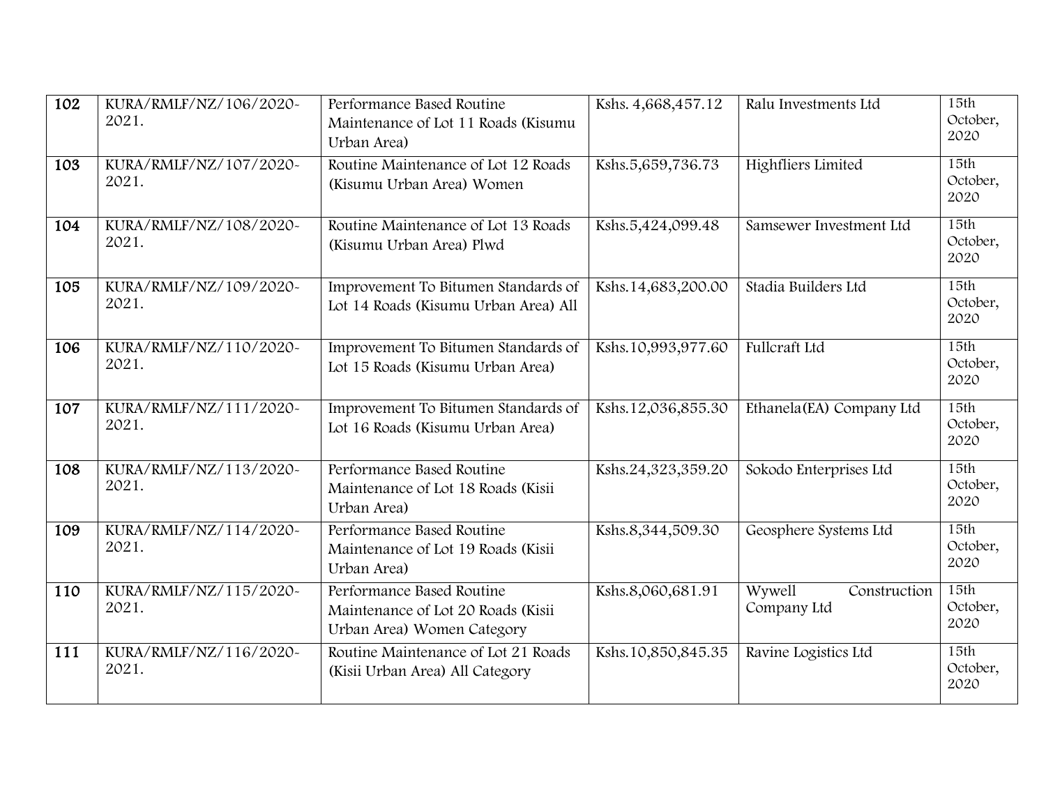| 102 | KURA/RMLF/NZ/106/2020-2021. | Performance Based Routine Maintenance of Lot 11 Roads (Kisumu Urban Area) | Kshs. 4,668,457.12 | Ralu Investments Ltd | 15th October, 2020 |
|---|---|---|---|---|---|
| 103 | KURA/RMLF/NZ/107/2020-2021. | Routine Maintenance of Lot 12 Roads (Kisumu Urban Area) Women | Kshs.5,659,736.73 | Highfliers Limited | 15th October, 2020 |
| 104 | KURA/RMLF/NZ/108/2020-2021. | Routine Maintenance of Lot 13 Roads (Kisumu Urban Area) Plwd | Kshs.5,424,099.48 | Samsewer Investment Ltd | 15th October, 2020 |
| 105 | KURA/RMLF/NZ/109/2020-2021. | Improvement To Bitumen Standards of Lot 14 Roads (Kisumu Urban Area) All | Kshs.14,683,200.00 | Stadia Builders Ltd | 15th October, 2020 |
| 106 | KURA/RMLF/NZ/110/2020-2021. | Improvement To Bitumen Standards of Lot 15 Roads (Kisumu Urban Area) | Kshs.10,993,977.60 | Fullcraft Ltd | 15th October, 2020 |
| 107 | KURA/RMLF/NZ/111/2020-2021. | Improvement To Bitumen Standards of Lot 16 Roads (Kisumu Urban Area) | Kshs.12,036,855.30 | Ethanela(EA) Company Ltd | 15th October, 2020 |
| 108 | KURA/RMLF/NZ/113/2020-2021. | Performance Based Routine Maintenance of Lot 18 Roads (Kisii Urban Area) | Kshs.24,323,359.20 | Sokodo Enterprises Ltd | 15th October, 2020 |
| 109 | KURA/RMLF/NZ/114/2020-2021. | Performance Based Routine Maintenance of Lot 19 Roads (Kisii Urban Area) | Kshs.8,344,509.30 | Geosphere Systems Ltd | 15th October, 2020 |
| 110 | KURA/RMLF/NZ/115/2020-2021. | Performance Based Routine Maintenance of Lot 20 Roads (Kisii Urban Area) Women Category | Kshs.8,060,681.91 | Wywell Construction Company Ltd | 15th October, 2020 |
| 111 | KURA/RMLF/NZ/116/2020-2021. | Routine Maintenance of Lot 21 Roads (Kisii Urban Area) All Category | Kshs.10,850,845.35 | Ravine Logistics Ltd | 15th October, 2020 |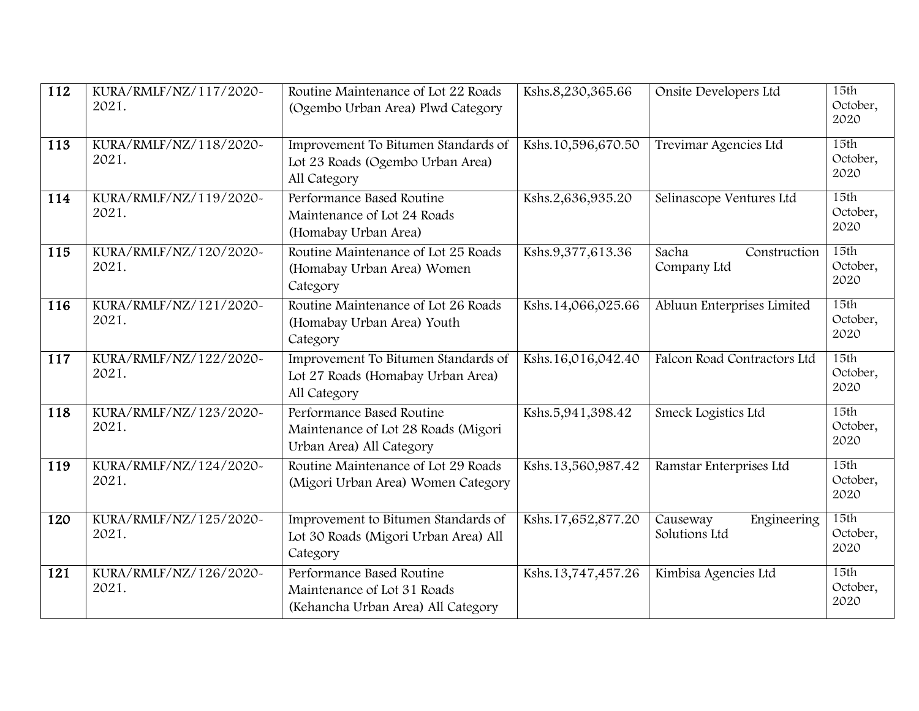| 112 | KURA/RMLF/NZ/117/2020-2021. | Routine Maintenance of Lot 22 Roads (Ogembo Urban Area) Plwd Category | Kshs.8,230,365.66 | Onsite Developers Ltd | 15th October, 2020 |
|---|---|---|---|---|---|
| 113 | KURA/RMLF/NZ/118/2020-2021. | Improvement To Bitumen Standards of Lot 23 Roads (Ogembo Urban Area) All Category | Kshs.10,596,670.50 | Trevimar Agencies Ltd | 15th October, 2020 |
| 114 | KURA/RMLF/NZ/119/2020-2021. | Performance Based Routine Maintenance of Lot 24 Roads (Homabay Urban Area) | Kshs.2,636,935.20 | Selinascope Ventures Ltd | 15th October, 2020 |
| 115 | KURA/RMLF/NZ/120/2020-2021. | Routine Maintenance of Lot 25 Roads (Homabay Urban Area) Women Category | Kshs.9,377,613.36 | Sacha Construction Company Ltd | 15th October, 2020 |
| 116 | KURA/RMLF/NZ/121/2020-2021. | Routine Maintenance of Lot 26 Roads (Homabay Urban Area) Youth Category | Kshs.14,066,025.66 | Abluun Enterprises Limited | 15th October, 2020 |
| 117 | KURA/RMLF/NZ/122/2020-2021. | Improvement To Bitumen Standards of Lot 27 Roads (Homabay Urban Area) All Category | Kshs.16,016,042.40 | Falcon Road Contractors Ltd | 15th October, 2020 |
| 118 | KURA/RMLF/NZ/123/2020-2021. | Performance Based Routine Maintenance of Lot 28 Roads (Migori Urban Area) All Category | Kshs.5,941,398.42 | Smeck Logistics Ltd | 15th October, 2020 |
| 119 | KURA/RMLF/NZ/124/2020-2021. | Routine Maintenance of Lot 29 Roads (Migori Urban Area) Women Category | Kshs.13,560,987.42 | Ramstar Enterprises Ltd | 15th October, 2020 |
| 120 | KURA/RMLF/NZ/125/2020-2021. | Improvement to Bitumen Standards of Lot 30 Roads (Migori Urban Area) All Category | Kshs.17,652,877.20 | Causeway Engineering Solutions Ltd | 15th October, 2020 |
| 121 | KURA/RMLF/NZ/126/2020-2021. | Performance Based Routine Maintenance of Lot 31 Roads (Kehancha Urban Area) All Category | Kshs.13,747,457.26 | Kimbisa Agencies Ltd | 15th October, 2020 |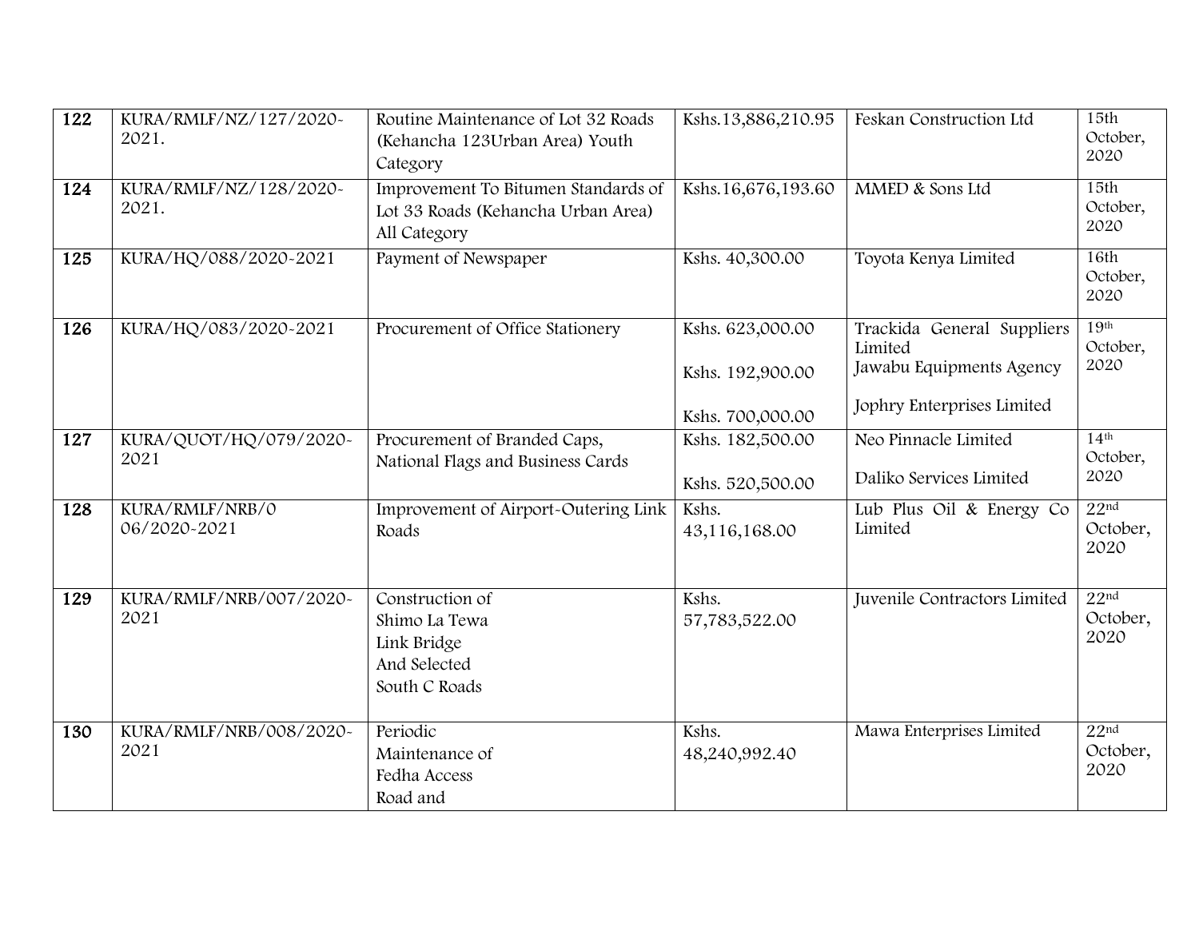| | | | | | |
|---|---|---|---|---|---|
| **122** | KURA/RMLF/NZ/127/2020-2021. | Routine Maintenance of Lot 32 Roads (Kehancha 123Urban Area) Youth Category | Kshs.13,886,210.95 | Feskan Construction Ltd | 15th October, 2020 |
| **124** | KURA/RMLF/NZ/128/2020-2021. | Improvement To Bitumen Standards of Lot 33 Roads (Kehancha Urban Area) All Category | Kshs.16,676,193.60 | MMED & Sons Ltd | 15th October, 2020 |
| **125** | KURA/HQ/088/2020-2021 | Payment of Newspaper | Kshs. 40,300.00 | Toyota Kenya Limited | 16th October, 2020 |
| **126** | KURA/HQ/083/2020-2021 | Procurement of Office Stationery | Kshs. 623,000.00<br>Kshs. 192,900.00<br>Kshs. 700,000.00 | Trackida General Suppliers Limited<br>Jawabu Equipments Agency<br>Jophry Enterprises Limited | 19th October, 2020 |
| **127** | KURA/QUOT/HQ/079/2020-2021 | Procurement of Branded Caps, National Flags and Business Cards | Kshs. 182,500.00<br>Kshs. 520,500.00 | Neo Pinnacle Limited<br>Daliko Services Limited | 14th October, 2020 |
| **128** | KURA/RMLF/NRB/0 06/2020-2021 | Improvement of Airport-Outering Link Roads | Kshs. 43,116,168.00 | Lub Plus Oil & Energy Co Limited | 22nd October, 2020 |
| **129** | KURA/RMLF/NRB/007/2020-2021 | Construction of Shimo La Tewa Link Bridge And Selected South C Roads | Kshs. 57,783,522.00 | Juvenile Contractors Limited | 22nd October, 2020 |
| **130** | KURA/RMLF/NRB/008/2020-2021 | Periodic Maintenance of Fedha Access Road and | Kshs. 48,240,992.40 | Mawa Enterprises Limited | 22nd October, 2020 |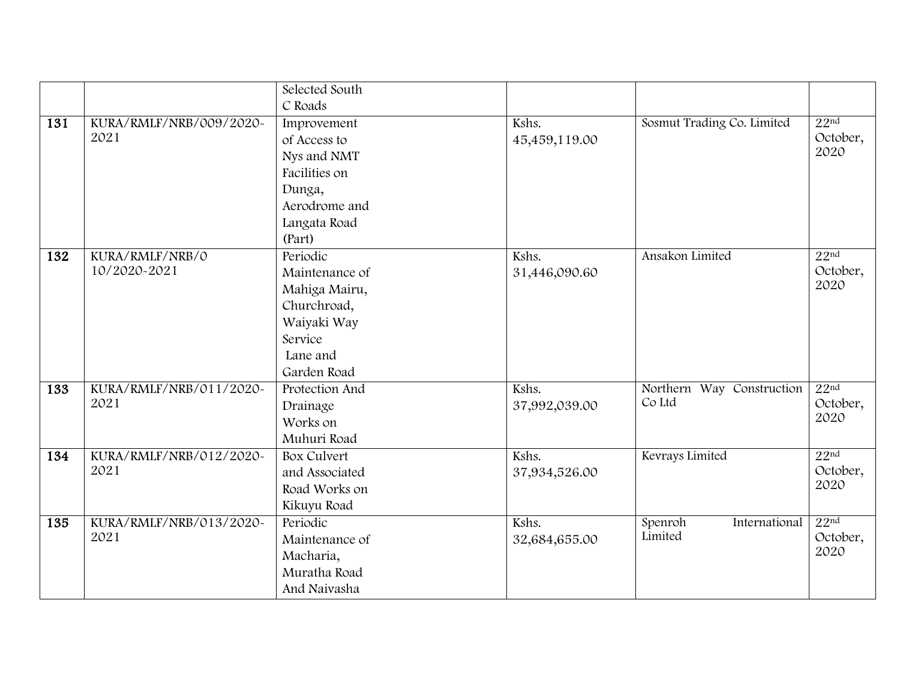|  |  | Selected South C Roads |  |  |  |
|---|---|---|---|---|---|
| **131** | KURA/RMLF/NRB/009/2020-2021 | Improvement of Access to Nys and NMT Facilities on Dunga, Aerodrome and Langata Road (Part) | Kshs. 45,459,119.00 | Sosmut Trading Co. Limited | 22nd October, 2020 |
| **132** | KURA/RMLF/NRB/0 10/2020-2021 | Periodic Maintenance of Mahiga Mairu, Churchroad, Waiyaki Way Service Lane and Garden Road | Kshs. 31,446,090.60 | Ansakon Limited | 22nd October, 2020 |
| **133** | KURA/RMLF/NRB/011/2020-2021 | Protection And Drainage Works on Muhuri Road | Kshs. 37,992,039.00 | Northern Way Construction Co Ltd | 22nd October, 2020 |
| **134** | KURA/RMLF/NRB/012/2020-2021 | Box Culvert and Associated Road Works on Kikuyu Road | Kshs. 37,934,526.00 | Kevrays Limited | 22nd October, 2020 |
| **135** | KURA/RMLF/NRB/013/2020-2021 | Periodic Maintenance of Macharia, Muratha Road And Naivasha | Kshs. 32,684,655.00 | Spenroh International Limited | 22nd October, 2020 |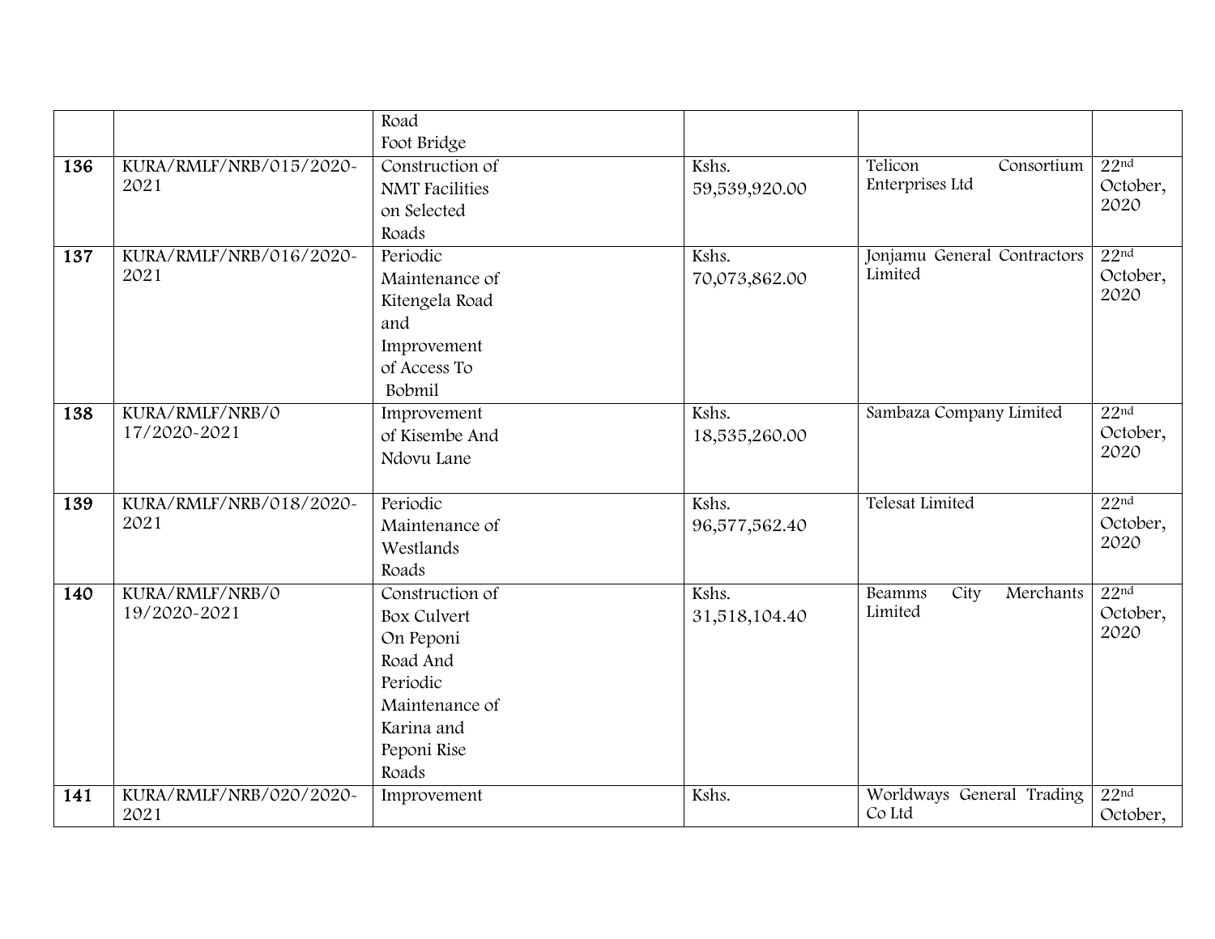| | | | | | |
|---|---|---|---|---|---|
| | | Road Foot Bridge | | | |
| **136** | KURA/RMLF/NRB/015/2020-2021 | Construction of NMT Facilities on Selected Roads | Kshs. 59,539,920.00 | Telicon Consortium Enterprises Ltd | 22nd October, 2020 |
| **137** | KURA/RMLF/NRB/016/2020-2021 | Periodic Maintenance of Kitengela Road and Improvement of Access To Bobmil | Kshs. 70,073,862.00 | Jonjamu General Contractors Limited | 22nd October, 2020 |
| **138** | KURA/RMLF/NRB/0 17/2020-2021 | Improvement of Kisembe And Ndovu Lane | Kshs. 18,535,260.00 | Sambaza Company Limited | 22nd October, 2020 |
| **139** | KURA/RMLF/NRB/018/2020-2021 | Periodic Maintenance of Westlands Roads | Kshs. 96,577,562.40 | Telesat Limited | 22nd October, 2020 |
| **140** | KURA/RMLF/NRB/0 19/2020-2021 | Construction of Box Culvert On Peponi Road And Periodic Maintenance of Karina and Peponi Rise Roads | Kshs. 31,518,104.40 | Beamms City Merchants Limited | 22nd October, 2020 |
| **141** | KURA/RMLF/NRB/020/2020-2021 | Improvement | Kshs. | Worldways General Trading Co Ltd | 22nd October, |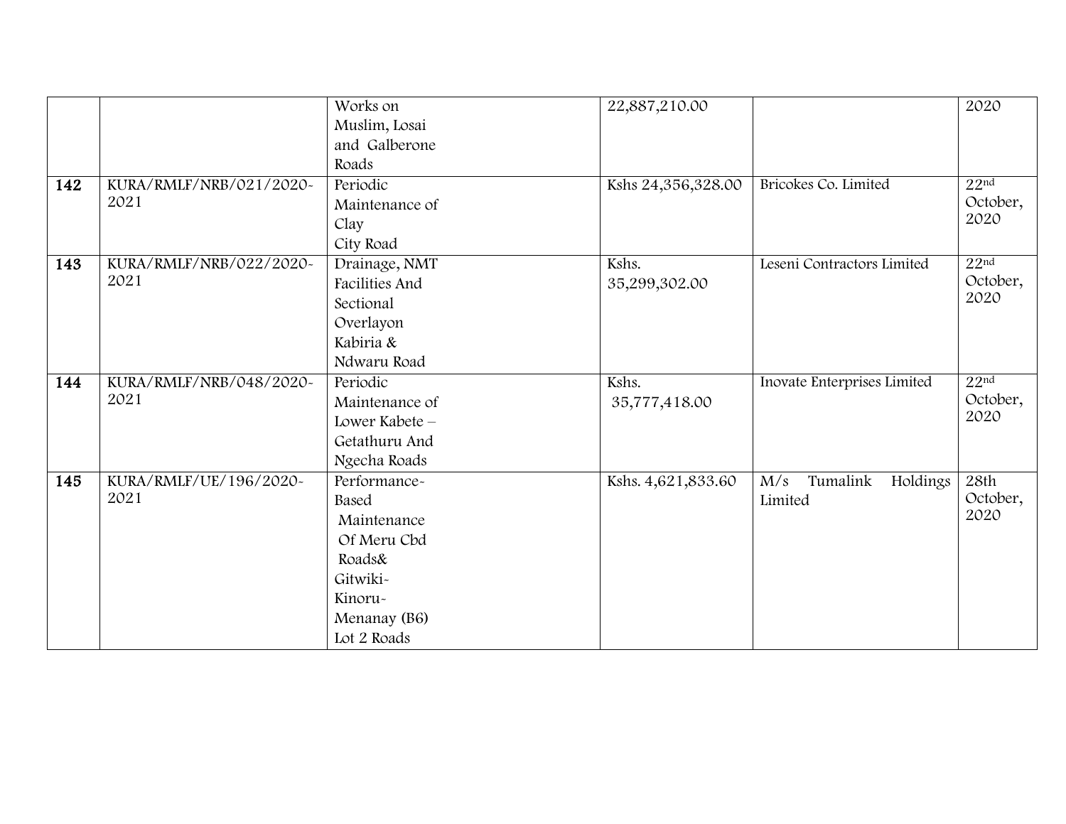| | | | | | |
|---|---|---|---|---|---|
| | | Works on Muslim, Losai and Galberone Roads | 22,887,210.00 | | 2020 |
| **142** | KURA/RMLF/NRB/021/2020-2021 | Periodic Maintenance of Clay City Road | Kshs 24,356,328.00 | Bricokes Co. Limited | 22nd October, 2020 |
| **143** | KURA/RMLF/NRB/022/2020-2021 | Drainage, NMT Facilities And Sectional Overlayon Kabiria & Ndwaru Road | Kshs. 35,299,302.00 | Leseni Contractors Limited | 22nd October, 2020 |
| **144** | KURA/RMLF/NRB/048/2020-2021 | Periodic Maintenance of Lower Kabete – Getathuru And Ngecha Roads | Kshs. 35,777,418.00 | Inovate Enterprises Limited | 22nd October, 2020 |
| **145** | KURA/RMLF/UE/196/2020-2021 | Performance-Based Maintenance Of Meru Cbd Roads& Gitwiki-Kinoru-Menanay (B6) Lot 2 Roads | Kshs. 4,621,833.60 | M/s Tumalink Holdings Limited | 28th October, 2020 |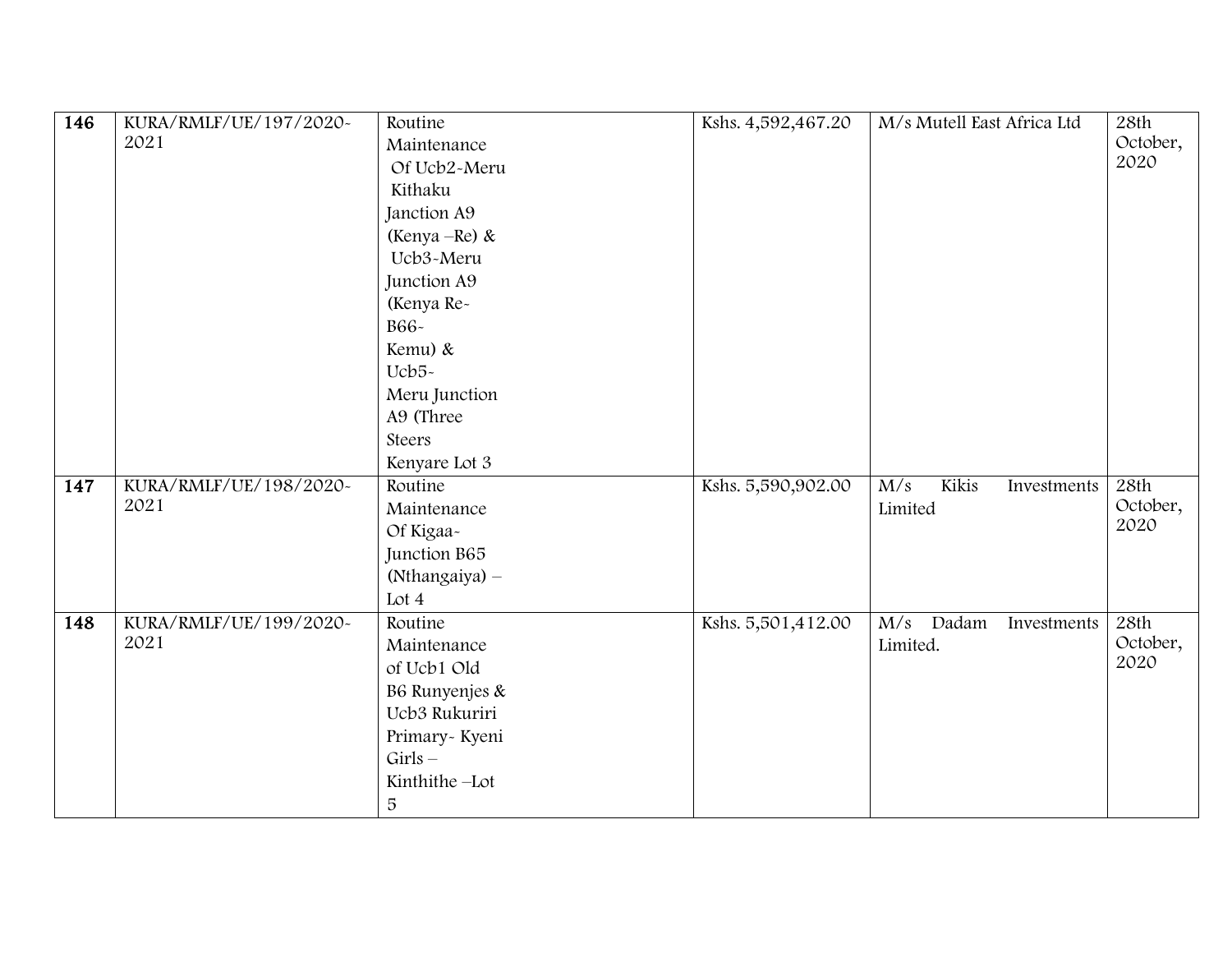| 146 | KURA/RMLF/UE/197/2020-2021 | Routine Maintenance Of Ucb2-Meru Kithaku Janction A9 (Kenya –Re) & Ucb3-Meru Junction A9 (Kenya Re-B66-Kemu) & Ucb5-Meru Junction A9 (Three Steers Kenyare Lot 3 | Kshs. 4,592,467.20 | M/s Mutell East Africa Ltd | 28th October, 2020 |
|---|---|---|---|---|---|
| 147 | KURA/RMLF/UE/198/2020-2021 | Routine Maintenance Of Kigaa-Junction B65 (Nthangaiya) – Lot 4 | Kshs. 5,590,902.00 | M/s Kikis Investments Limited | 28th October, 2020 |
| 148 | KURA/RMLF/UE/199/2020-2021 | Routine Maintenance of Ucb1 Old B6 Runyenjes & Ucb3 Rukuriri Primary- Kyeni Girls – Kinthithe –Lot 5 | Kshs. 5,501,412.00 | M/s Dadam Investments Limited. | 28th October, 2020 |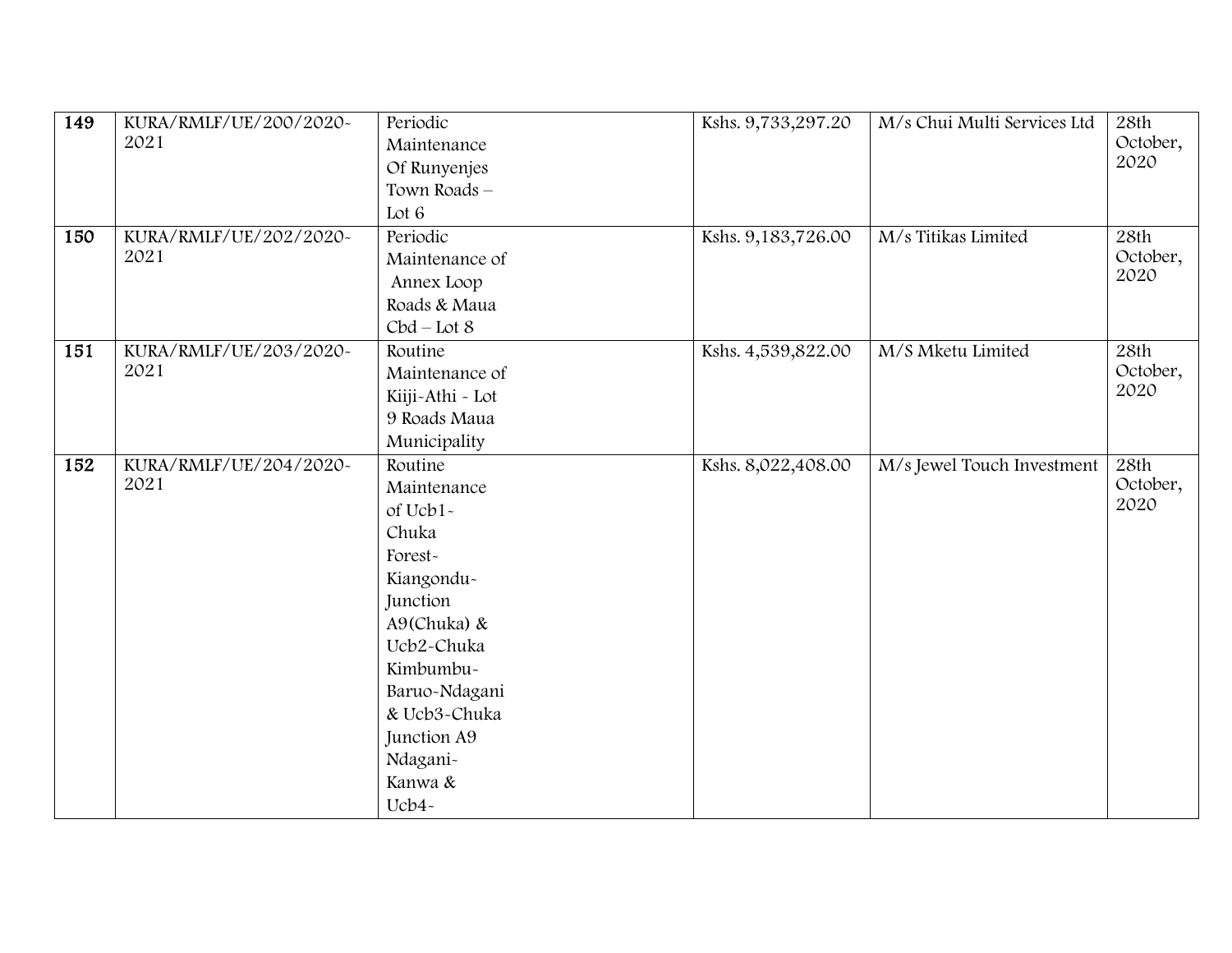| 149 | KURA/RMLF/UE/200/2020-2021 | Periodic Maintenance Of Runyenjes Town Roads – Lot 6 | Kshs. 9,733,297.20 | M/s Chui Multi Services Ltd | 28th October, 2020 |
|---|---|---|---|---|---|
| 150 | KURA/RMLF/UE/202/2020-2021 | Periodic Maintenance of Annex Loop Roads & Maua Cbd – Lot 8 | Kshs. 9,183,726.00 | M/s Titikas Limited | 28th October, 2020 |
| 151 | KURA/RMLF/UE/203/2020-2021 | Routine Maintenance of Kiiji-Athi - Lot 9 Roads Maua Municipality | Kshs. 4,539,822.00 | M/S Mketu Limited | 28th October, 2020 |
| 152 | KURA/RMLF/UE/204/2020-2021 | Routine Maintenance of Ucb1-Chuka Forest-Kiangondu-Junction A9(Chuka) & Ucb2-Chuka Kimbumbu-Baruo-Ndagani & Ucb3-Chuka Junction A9 Ndagani-Kanwa & Ucb4- | Kshs. 8,022,408.00 | M/s Jewel Touch Investment | 28th October, 2020 |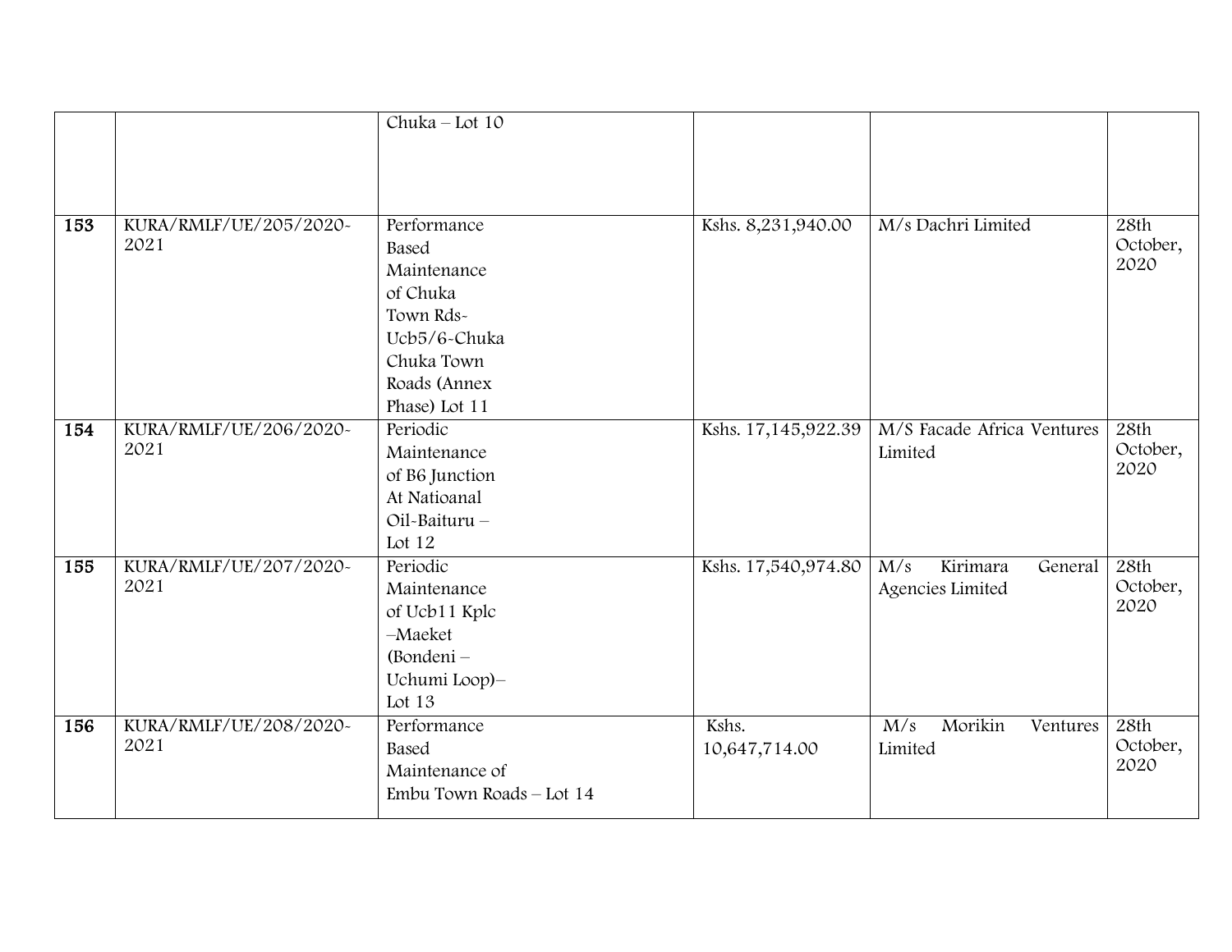| | | Chuka – Lot 10 | | | |
|---|---|---|---|---|---|
| **153** | KURA/RMLF/UE/205/2020-2021 | Performance Based Maintenance of Chuka Town Rds-Ucb5/6-Chuka Chuka Town Roads (Annex Phase) Lot 11 | Kshs. 8,231,940.00 | M/s Dachri Limited | 28th October, 2020 |
| **154** | KURA/RMLF/UE/206/2020-2021 | Periodic Maintenance of B6 Junction At Natioanal Oil-Baituru – Lot 12 | Kshs. 17,145,922.39 | M/S Facade Africa Ventures Limited | 28th October, 2020 |
| **155** | KURA/RMLF/UE/207/2020-2021 | Periodic Maintenance of Ucb11 Kplc –Maeket (Bondeni – Uchumi Loop)– Lot 13 | Kshs. 17,540,974.80 | M/s Kirimara General Agencies Limited | 28th October, 2020 |
| **156** | KURA/RMLF/UE/208/2020-2021 | Performance Based Maintenance of Embu Town Roads – Lot 14 | Kshs. 10,647,714.00 | M/s Morikin Ventures Limited | 28th October, 2020 |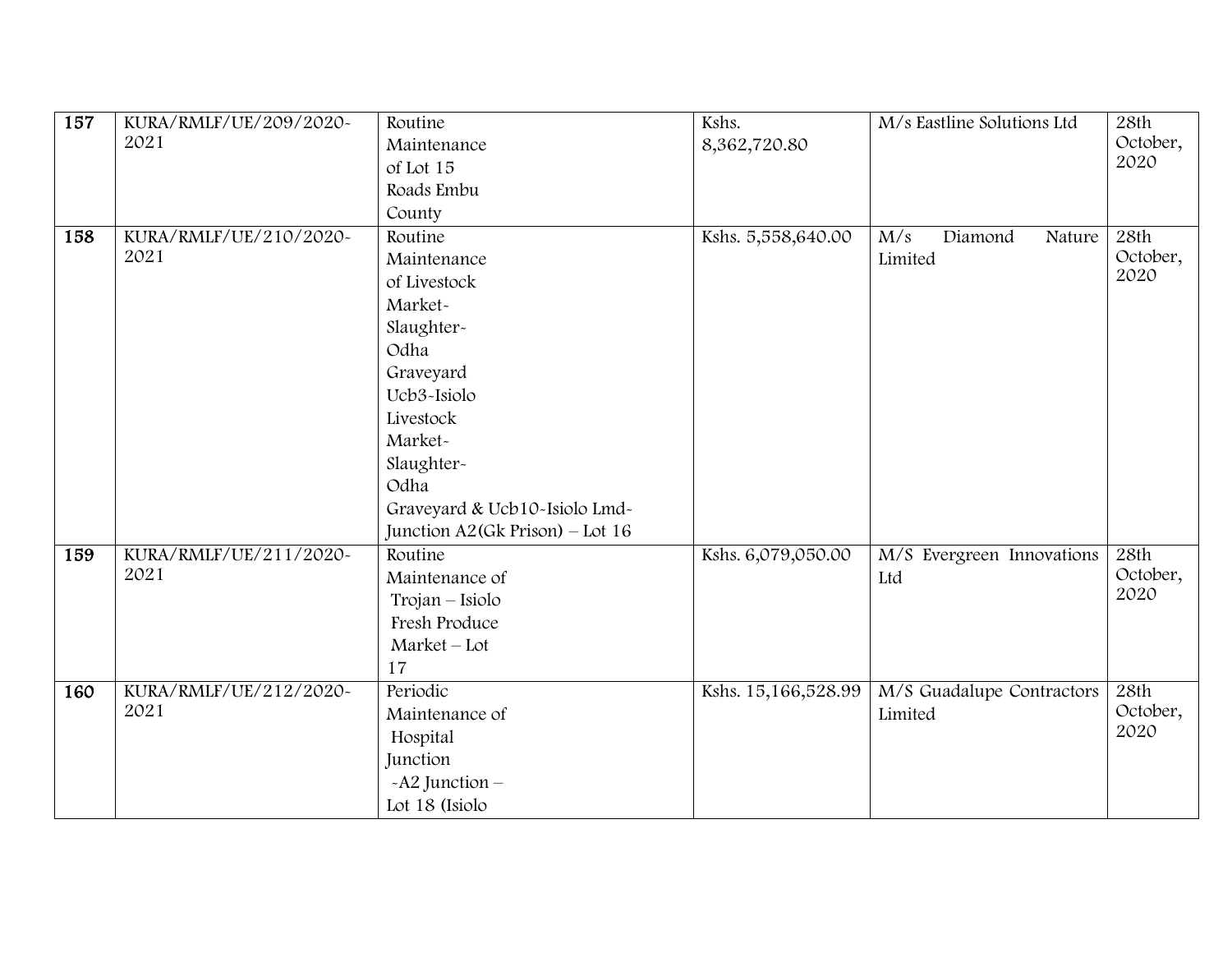| 157 | KURA/RMLF/UE/209/2020-2021 | Routine Maintenance of Lot 15 Roads Embu County | Kshs. 8,362,720.80 | M/s Eastline Solutions Ltd | 28th October, 2020 |
|---|---|---|---|---|---|
| 158 | KURA/RMLF/UE/210/2020-2021 | Routine Maintenance of Livestock Market-Slaughter-Odha Graveyard Ucb3-Isiolo Livestock Market-Slaughter-Odha Graveyard & Ucb10-Isiolo Lmd-Junction A2(Gk Prison) – Lot 16 | Kshs. 5,558,640.00 | M/s Diamond Nature Limited | 28th October, 2020 |
| 159 | KURA/RMLF/UE/211/2020-2021 | Routine Maintenance of Trojan – Isiolo Fresh Produce Market – Lot 17 | Kshs. 6,079,050.00 | M/S Evergreen Innovations Ltd | 28th October, 2020 |
| 160 | KURA/RMLF/UE/212/2020-2021 | Periodic Maintenance of Hospital Junction -A2 Junction – Lot 18 (Isiolo | Kshs. 15,166,528.99 | M/S Guadalupe Contractors Limited | 28th October, 2020 |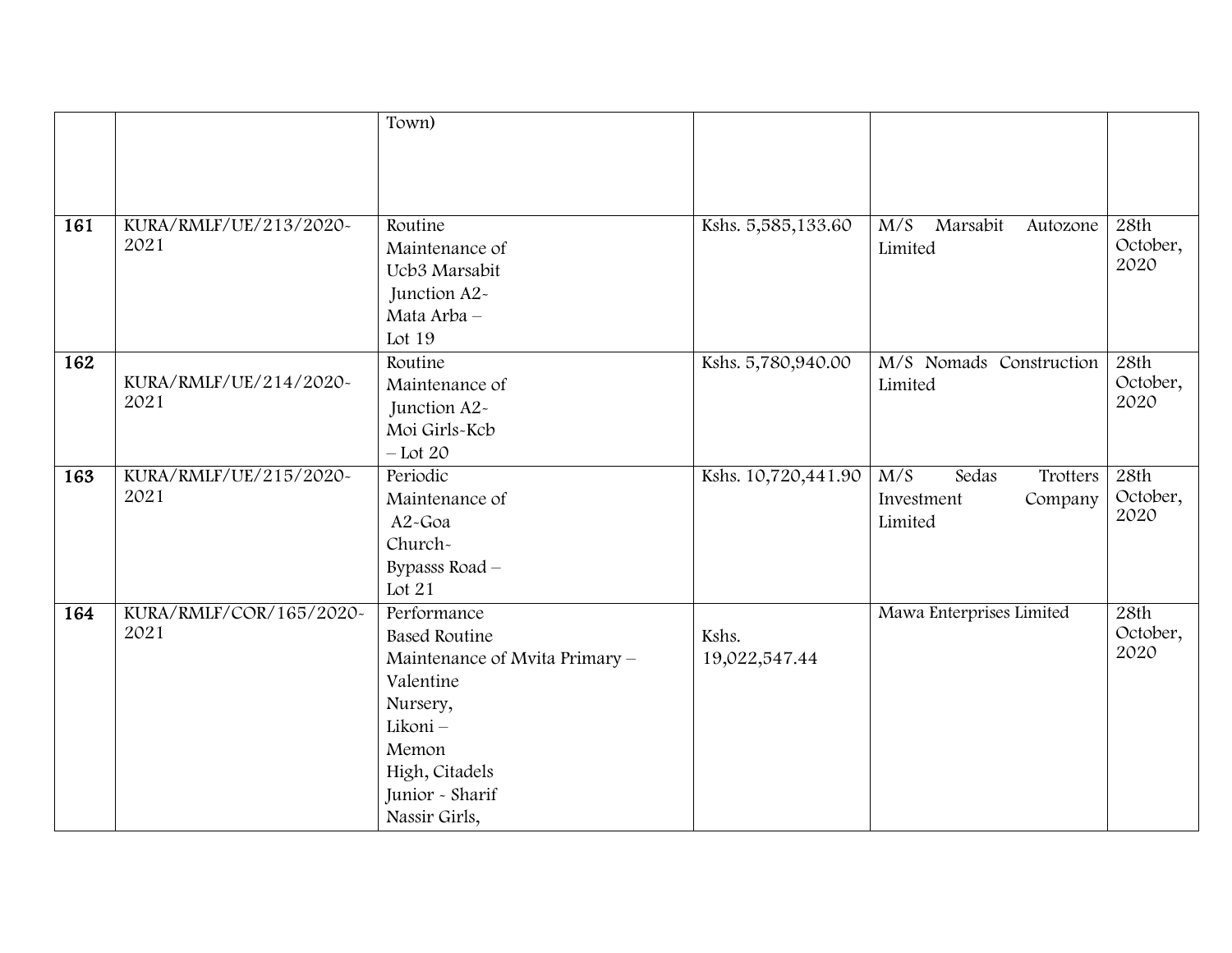| | | Town) | | | |
|---|---|---|---|---|---|
| **161** | KURA/RMLF/UE/213/2020-2021 | Routine Maintenance of Ucb3 Marsabit Junction A2- Mata Arba – Lot 19 | Kshs. 5,585,133.60 | M/S Marsabit Autozone Limited | 28th October, 2020 |
| **162** | KURA/RMLF/UE/214/2020-2021 | Routine Maintenance of Junction A2- Moi Girls-Kcb – Lot 20 | Kshs. 5,780,940.00 | M/S Nomads Construction Limited | 28th October, 2020 |
| **163** | KURA/RMLF/UE/215/2020-2021 | Periodic Maintenance of A2-Goa Church- Bypasss Road – Lot 21 | Kshs. 10,720,441.90 | M/S Sedas Trotters Investment Company Limited | 28th October, 2020 |
| **164** | KURA/RMLF/COR/165/2020-2021 | Performance Based Routine Maintenance of Mvita Primary – Valentine Nursery, Likoni – Memon High, Citadels Junior - Sharif Nassir Girls, | Kshs. 19,022,547.44 | Mawa Enterprises Limited | 28th October, 2020 |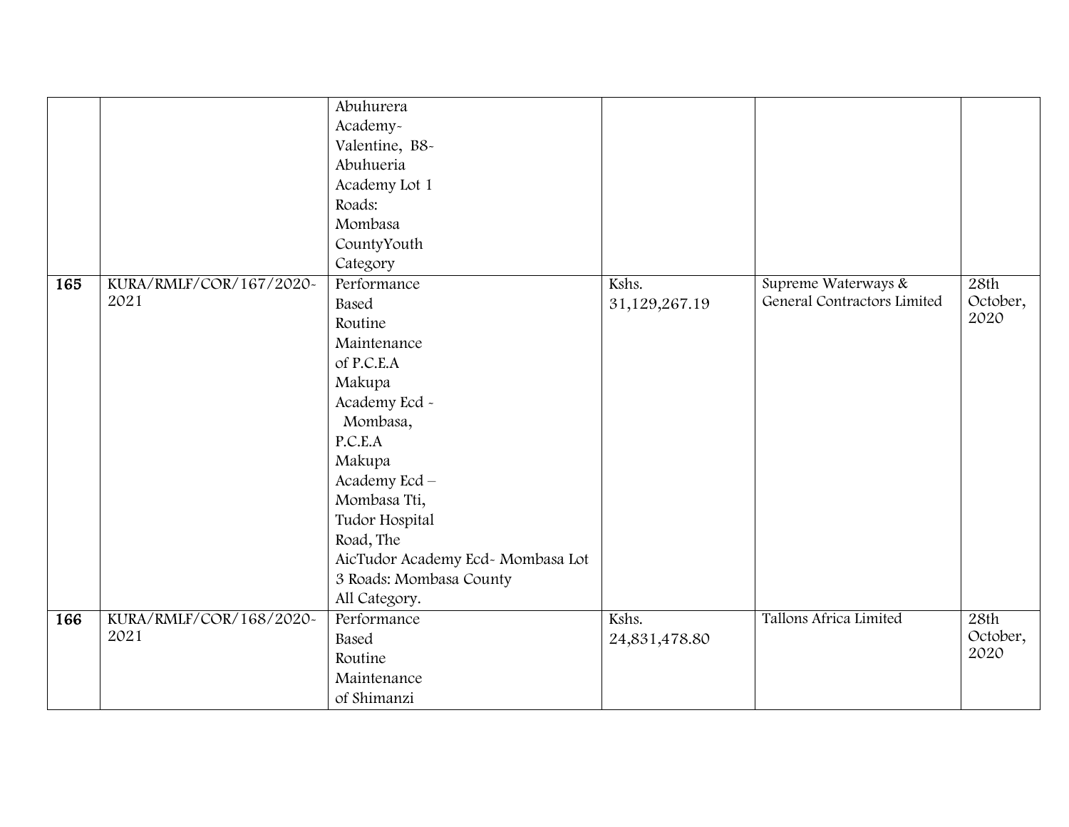| | | | | | |
|---|---|---|---|---|---|
| | | Abuhurera Academy- Valentine, B8- Abuhueria Academy Lot 1 Roads: Mombasa CountyYouth Category | | | |
| **165** | KURA/RMLF/COR/167/2020-2021 | Performance Based Routine Maintenance of P.C.E.A Makupa Academy Ecd - Mombasa, P.C.E.A Makupa Academy Ecd – Mombasa Tti, Tudor Hospital Road, The AicTudor Academy Ecd- Mombasa Lot 3 Roads: Mombasa County All Category. | Kshs. 31,129,267.19 | Supreme Waterways & General Contractors Limited | 28th October, 2020 |
| **166** | KURA/RMLF/COR/168/2020-2021 | Performance Based Routine Maintenance of Shimanzi | Kshs. 24,831,478.80 | Tallons Africa Limited | 28th October, 2020 |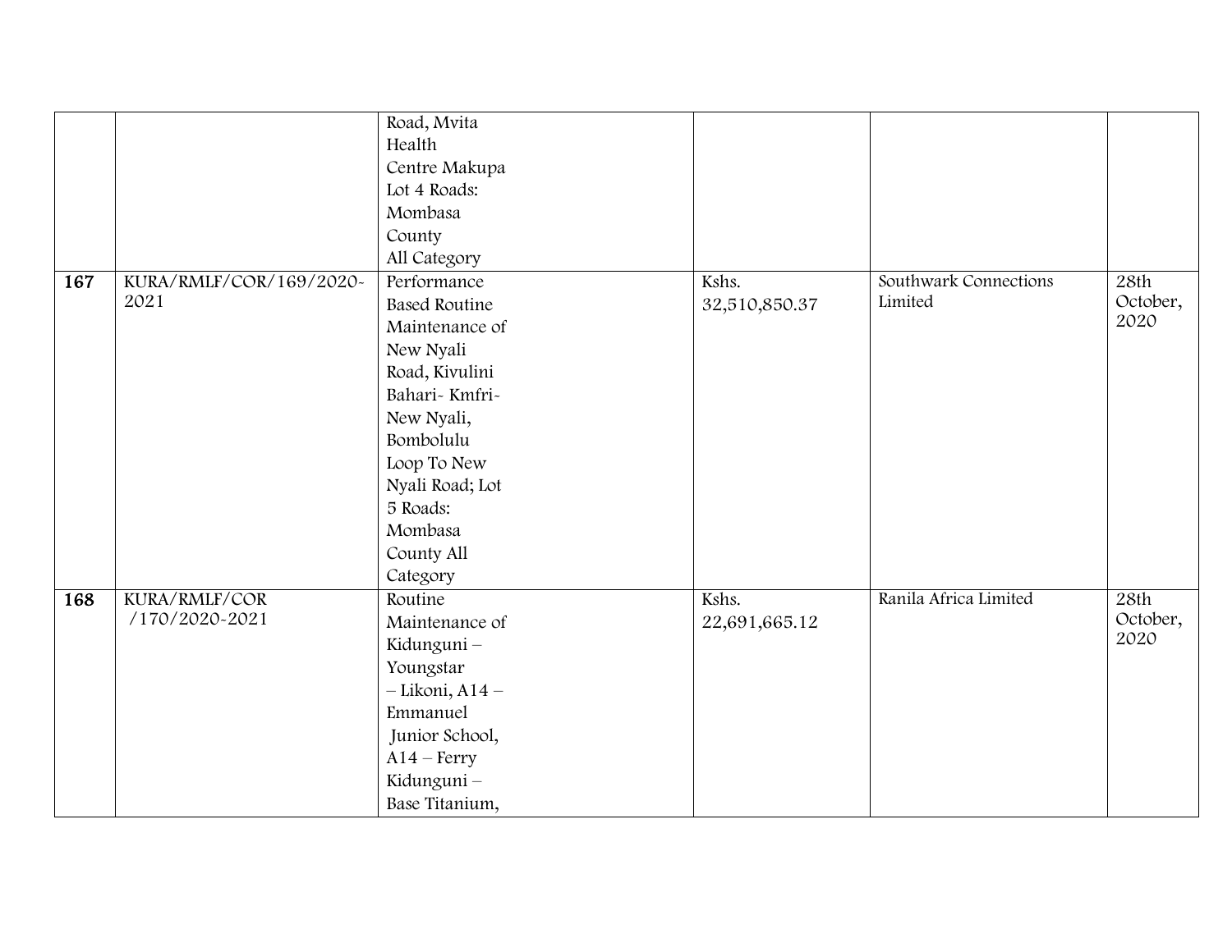| | | | | | |
|---|---|---|---|---|---|
| | | Road, Mvita Health Centre Makupa Lot 4 Roads: Mombasa County All Category | | | |
| **167** | KURA/RMLF/COR/169/2020-2021 | Performance Based Routine Maintenance of New Nyali Road, Kivulini Bahari- Kmfri- New Nyali, Bombolulu Loop To New Nyali Road; Lot 5 Roads: Mombasa County All Category | Kshs. 32,510,850.37 | Southwark Connections Limited | 28th October, 2020 |
| **168** | KURA/RMLF/COR /170/2020-2021 | Routine Maintenance of Kidunguni – Youngstar – Likoni, A14 – Emmanuel Junior School, A14 – Ferry Kidunguni – Base Titanium, | Kshs. 22,691,665.12 | Ranila Africa Limited | 28th October, 2020 |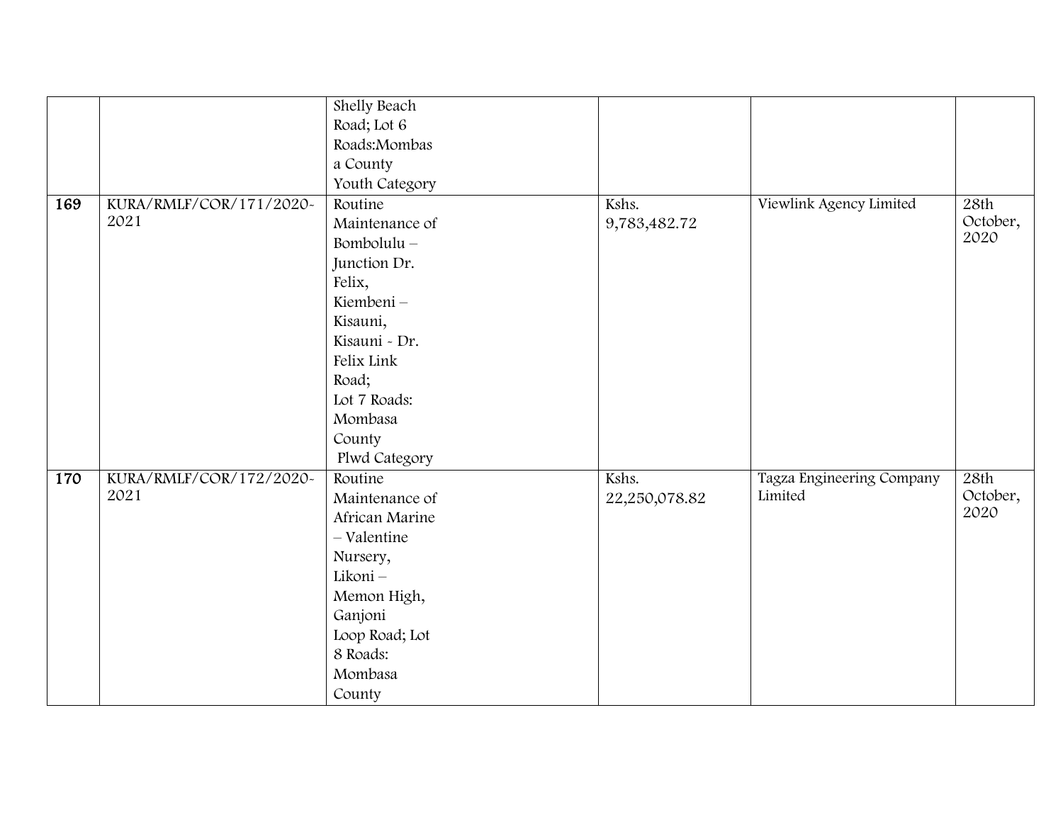| | | | | | |
|---|---|---|---|---|---|
| | | Shelly Beach Road; Lot 6 Roads:Mombasa County Youth Category | | | |
| **169** | KURA/RMLF/COR/171/2020-2021 | Routine Maintenance of Bombolulu – Junction Dr. Felix, Kiembeni – Kisauni, Kisauni - Dr. Felix Link Road; Lot 7 Roads: Mombasa County Plwd Category | Kshs. 9,783,482.72 | Viewlink Agency Limited | 28th October, 2020 |
| **170** | KURA/RMLF/COR/172/2020-2021 | Routine Maintenance of African Marine – Valentine Nursery, Likoni – Memon High, Ganjoni Loop Road; Lot 8 Roads: Mombasa County | Kshs. 22,250,078.82 | Tagza Engineering Company Limited | 28th October, 2020 |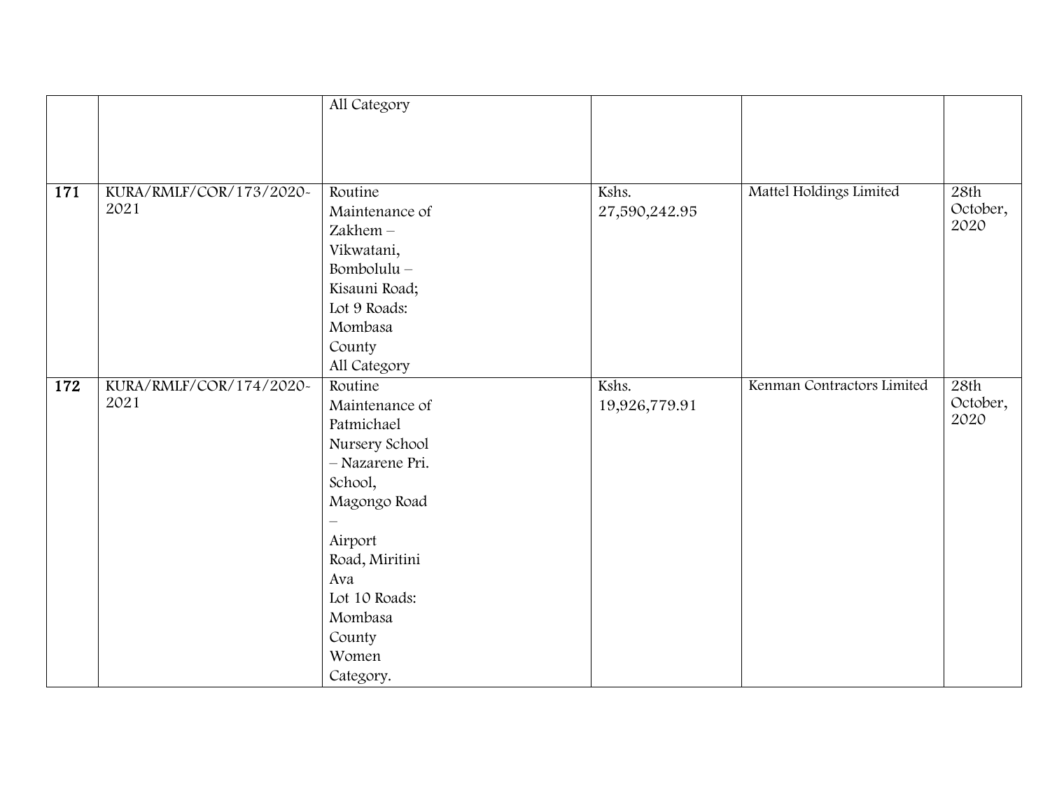| | | | | | |
|---|---|---|---|---|---|
| | | All Category | | | |
| **171** | KURA/RMLF/COR/173/2020-2021 | Routine Maintenance of Zakhem – Vikwatani, Bombolulu – Kisauni Road; Lot 9 Roads: Mombasa County All Category | Kshs. 27,590,242.95 | Mattel Holdings Limited | 28th October, 2020 |
| **172** | KURA/RMLF/COR/174/2020-2021 | Routine Maintenance of Patmichael Nursery School – Nazarene Pri. School, Magongo Road – Airport Road, Miritini Ava Lot 10 Roads: Mombasa County Women Category. | Kshs. 19,926,779.91 | Kenman Contractors Limited | 28th October, 2020 |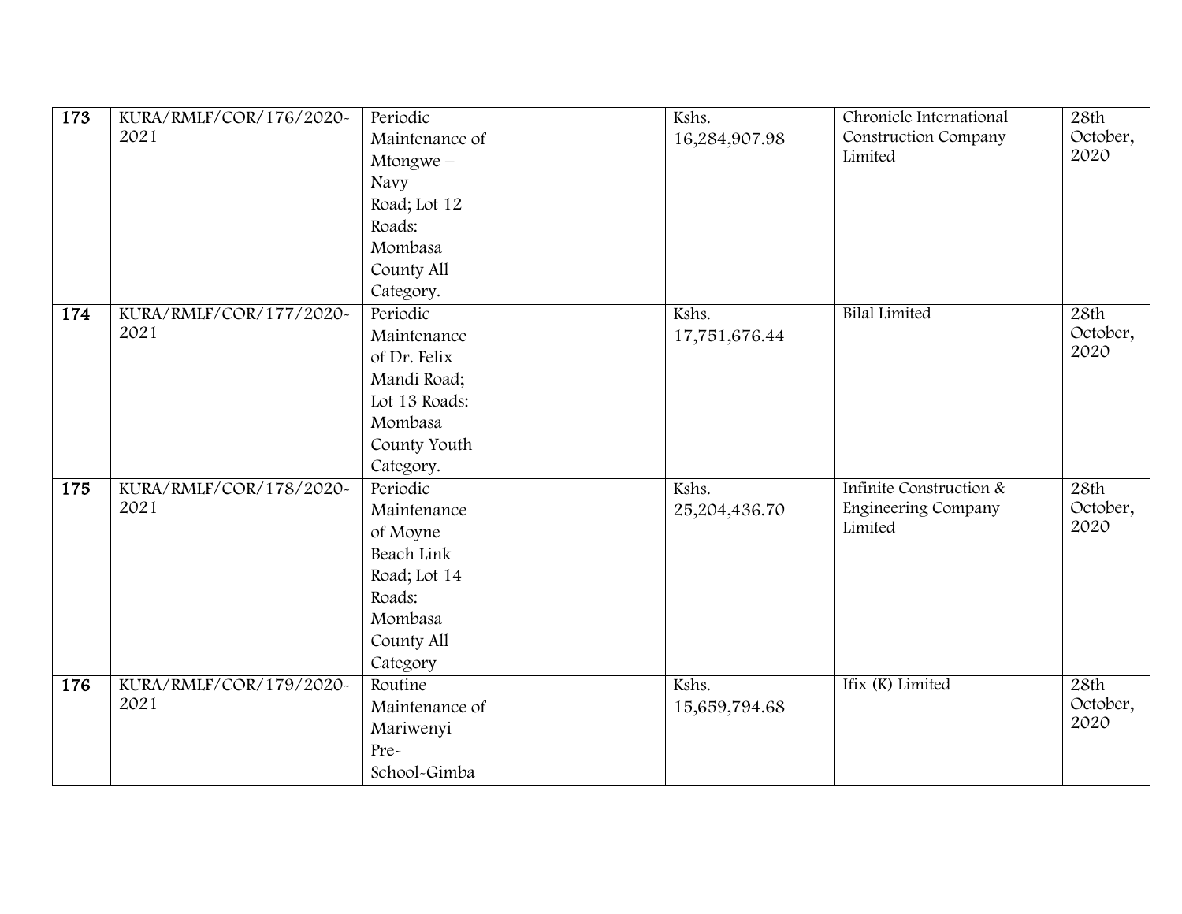| 173 | KURA/RMLF/COR/176/2020-2021 | Periodic Maintenance of Mtongwe – Navy Road; Lot 12 Roads: Mombasa County All Category. | Kshs. 16,284,907.98 | Chronicle International Construction Company Limited | 28th October, 2020 |
|---|---|---|---|---|---|
| 174 | KURA/RMLF/COR/177/2020-2021 | Periodic Maintenance of Dr. Felix Mandi Road; Lot 13 Roads: Mombasa County Youth Category. | Kshs. 17,751,676.44 | Bilal Limited | 28th October, 2020 |
| 175 | KURA/RMLF/COR/178/2020-2021 | Periodic Maintenance of Moyne Beach Link Road; Lot 14 Roads: Mombasa County All Category | Kshs. 25,204,436.70 | Infinite Construction & Engineering Company Limited | 28th October, 2020 |
| 176 | KURA/RMLF/COR/179/2020-2021 | Routine Maintenance of Mariwenyi Pre-School-Gimba | Kshs. 15,659,794.68 | Ifix (K) Limited | 28th October, 2020 |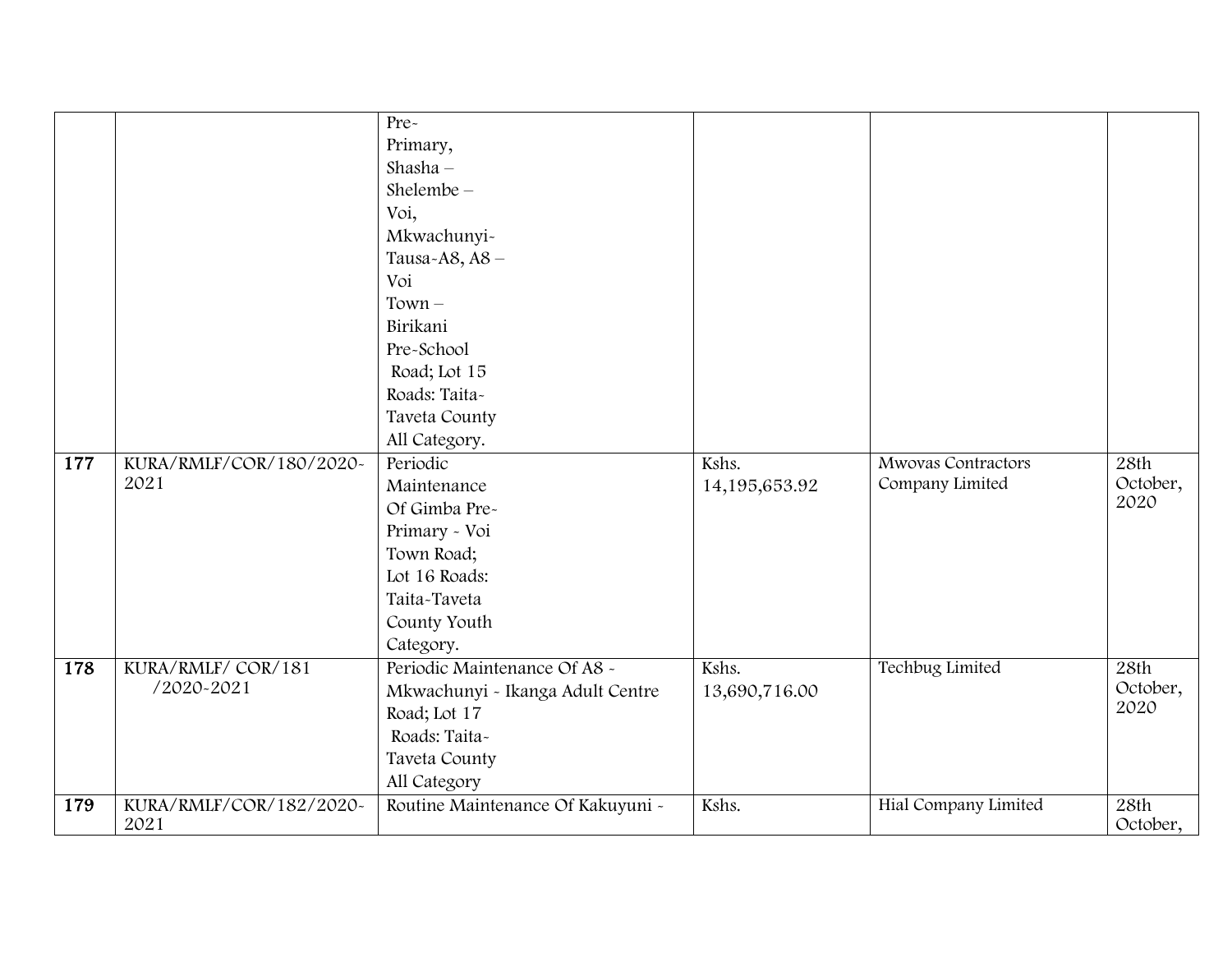|  |  |  |  |  |  |
|---|---|---|---|---|---|
|  |  | Pre-Primary, Shasha – Shelembe – Voi, Mkwachunyi-Tausa-A8, A8 – Voi Town – Birikani Pre-School Road; Lot 15 Roads: Taita-Taveta County All Category. |  |  |  |
| **177** | KURA/RMLF/COR/180/2020-2021 | Periodic Maintenance Of Gimba Pre-Primary - Voi Town Road; Lot 16 Roads: Taita-Taveta County Youth Category. | Kshs. 14,195,653.92 | Mwovas Contractors Company Limited | 28th October, 2020 |
| **178** | KURA/RMLF/ COR/181 /2020-2021 | Periodic Maintenance Of A8 - Mkwachunyi - Ikanga Adult Centre Road; Lot 17 Roads: Taita-Taveta County All Category | Kshs. 13,690,716.00 | Techbug Limited | 28th October, 2020 |
| **179** | KURA/RMLF/COR/182/2020-2021 | Routine Maintenance Of Kakuyuni - | Kshs. | Hial Company Limited | 28th October, |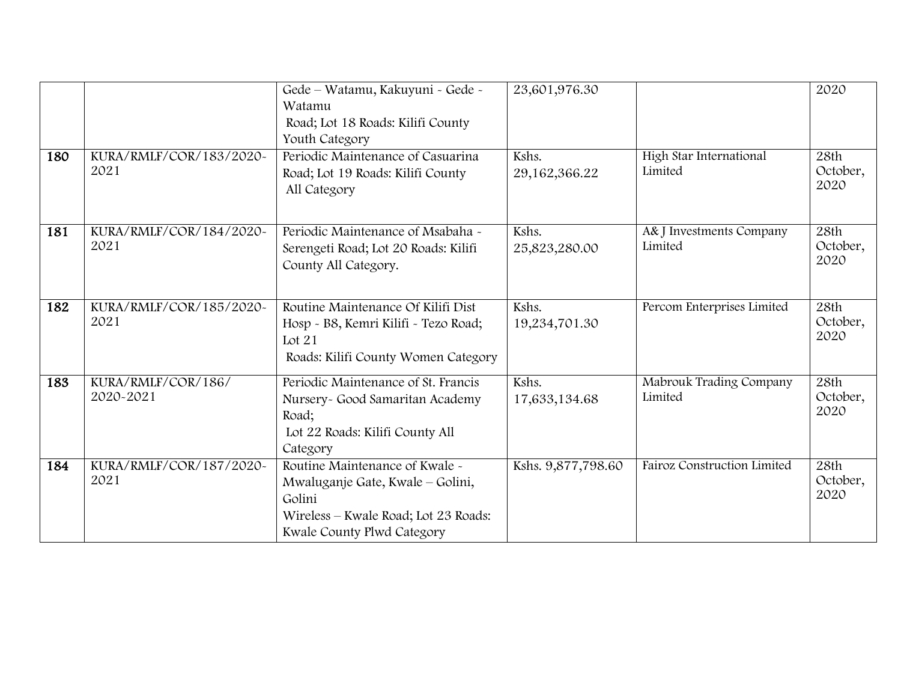| | | | | | |
|---|---|---|---|---|---|
| | | Gede – Watamu, Kakuyuni - Gede - Watamu Road; Lot 18 Roads: Kilifi County Youth Category | 23,601,976.30 | | 2020 |
| **180** | KURA/RMLF/COR/183/2020-2021 | Periodic Maintenance of Casuarina Road; Lot 19 Roads: Kilifi County All Category | Kshs. 29,162,366.22 | High Star International Limited | 28th October, 2020 |
| **181** | KURA/RMLF/COR/184/2020-2021 | Periodic Maintenance of Msabaha - Serengeti Road; Lot 20 Roads: Kilifi County All Category. | Kshs. 25,823,280.00 | A& J Investments Company Limited | 28th October, 2020 |
| **182** | KURA/RMLF/COR/185/2020-2021 | Routine Maintenance Of Kilifi Dist Hosp - B8, Kemri Kilifi - Tezo Road; Lot 21 Roads: Kilifi County Women Category | Kshs. 19,234,701.30 | Percom Enterprises Limited | 28th October, 2020 |
| **183** | KURA/RMLF/COR/186/ 2020-2021 | Periodic Maintenance of St. Francis Nursery- Good Samaritan Academy Road; Lot 22 Roads: Kilifi County All Category | Kshs. 17,633,134.68 | Mabrouk Trading Company Limited | 28th October, 2020 |
| **184** | KURA/RMLF/COR/187/2020-2021 | Routine Maintenance of Kwale - Mwaluganje Gate, Kwale – Golini, Golini Wireless – Kwale Road; Lot 23 Roads: Kwale County Plwd Category | Kshs. 9,877,798.60 | Fairoz Construction Limited | 28th October, 2020 |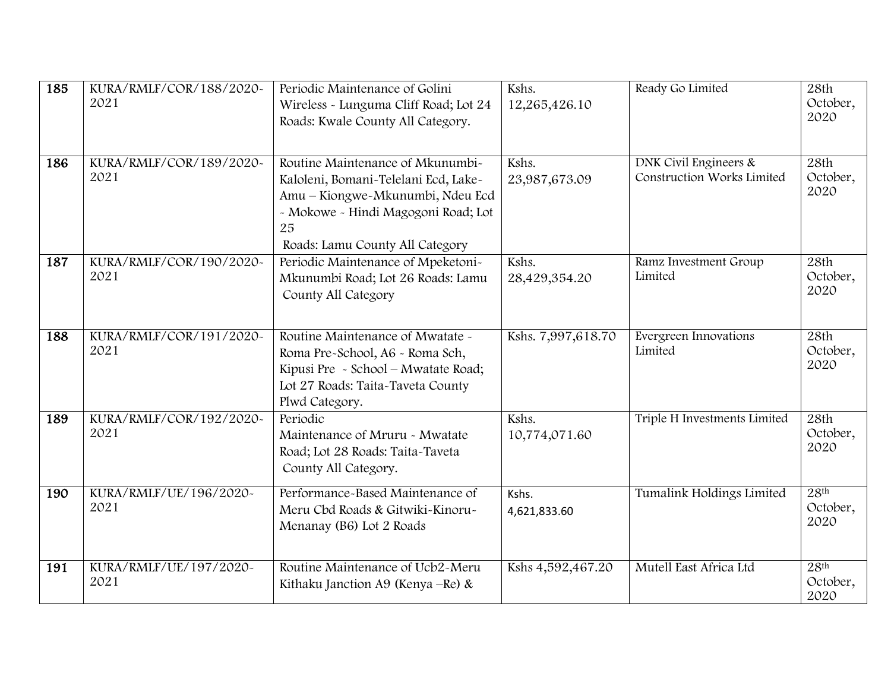| 185 | KURA/RMLF/COR/188/2020-2021 | Periodic Maintenance of Golini Wireless - Lunguma Cliff Road; Lot 24 Roads: Kwale County All Category. | Kshs. 12,265,426.10 | Ready Go Limited | 28th October, 2020 |
|---|---|---|---|---|---|
| 186 | KURA/RMLF/COR/189/2020-2021 | Routine Maintenance of Mkunumbi-Kaloleni, Bomani-Telelani Ecd, Lake-Amu – Kiongwe-Mkunumbi, Ndeu Ecd - Mokowe - Hindi Magogoni Road; Lot 25 Roads: Lamu County All Category | Kshs. 23,987,673.09 | DNK Civil Engineers & Construction Works Limited | 28th October, 2020 |
| 187 | KURA/RMLF/COR/190/2020-2021 | Periodic Maintenance of Mpeketoni-Mkunumbi Road; Lot 26 Roads: Lamu County All Category | Kshs. 28,429,354.20 | Ramz Investment Group Limited | 28th October, 2020 |
| 188 | KURA/RMLF/COR/191/2020-2021 | Routine Maintenance of Mwatate - Roma Pre-School, A6 - Roma Sch, Kipusi Pre - School – Mwatate Road; Lot 27 Roads: Taita-Taveta County Plwd Category. | Kshs. 7,997,618.70 | Evergreen Innovations Limited | 28th October, 2020 |
| 189 | KURA/RMLF/COR/192/2020-2021 | Periodic Maintenance of Mruru - Mwatate Road; Lot 28 Roads: Taita-Taveta County All Category. | Kshs. 10,774,071.60 | Triple H Investments Limited | 28th October, 2020 |
| 190 | KURA/RMLF/UE/196/2020-2021 | Performance-Based Maintenance of Meru Cbd Roads & Gitwiki-Kinoru-Menanay (B6) Lot 2 Roads | Kshs. 4,621,833.60 | Tumalink Holdings Limited | 28th October, 2020 |
| 191 | KURA/RMLF/UE/197/2020-2021 | Routine Maintenance of Ucb2-Meru Kithaku Janction A9 (Kenya –Re) & | Kshs 4,592,467.20 | Mutell East Africa Ltd | 28th October, 2020 |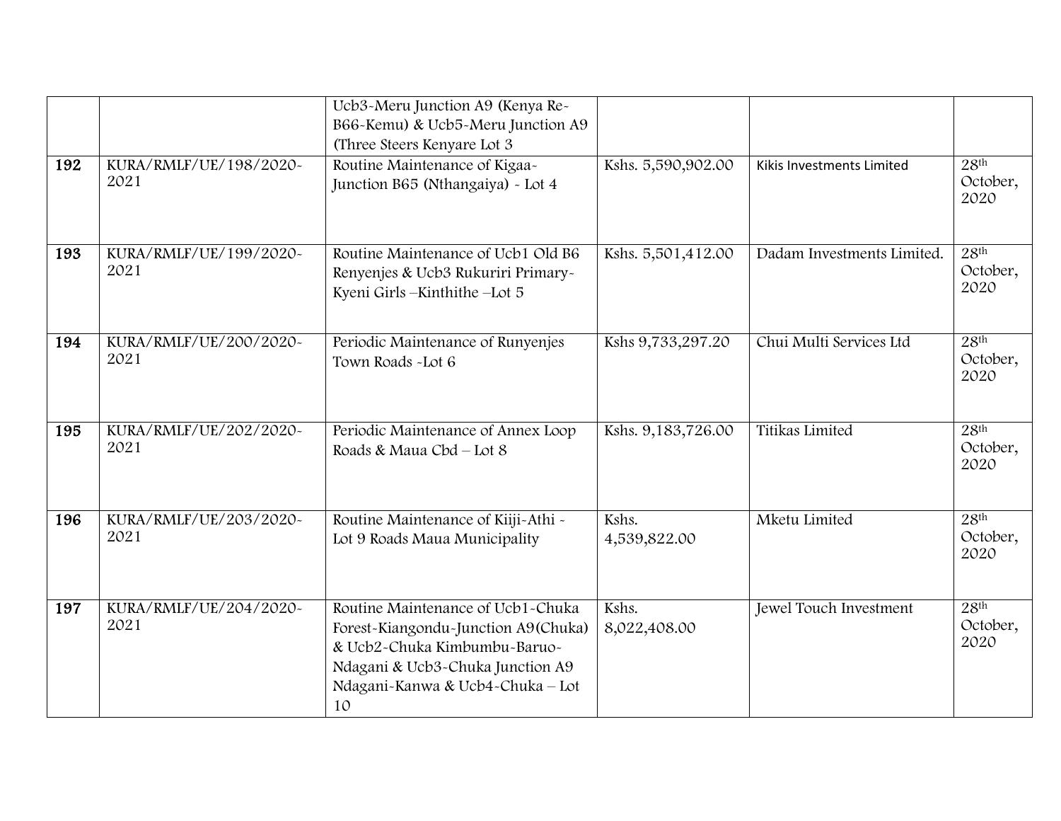| | | | | | |
|---|---|---|---|---|---|
| | | Ucb3-Meru Junction A9 (Kenya Re-B66-Kemu) & Ucb5-Meru Junction A9 (Three Steers Kenyare Lot 3 | | | |
| **192** | KURA/RMLF/UE/198/2020-2021 | Routine Maintenance of Kigaa-Junction B65 (Nthangaiya) - Lot 4 | Kshs. 5,590,902.00 | Kikis Investments Limited | 28th October, 2020 |
| **193** | KURA/RMLF/UE/199/2020-2021 | Routine Maintenance of Ucb1 Old B6 Renyenjes & Ucb3 Rukuriri Primary-Kyeni Girls –Kinthithe –Lot 5 | Kshs. 5,501,412.00 | Dadam Investments Limited. | 28th October, 2020 |
| **194** | KURA/RMLF/UE/200/2020-2021 | Periodic Maintenance of Runyenjes Town Roads -Lot 6 | Kshs 9,733,297.20 | Chui Multi Services Ltd | 28th October, 2020 |
| **195** | KURA/RMLF/UE/202/2020-2021 | Periodic Maintenance of Annex Loop Roads & Maua Cbd – Lot 8 | Kshs. 9,183,726.00 | Titikas Limited | 28th October, 2020 |
| **196** | KURA/RMLF/UE/203/2020-2021 | Routine Maintenance of Kiiji-Athi - Lot 9 Roads Maua Municipality | Kshs. 4,539,822.00 | Mketu Limited | 28th October, 2020 |
| **197** | KURA/RMLF/UE/204/2020-2021 | Routine Maintenance of Ucb1-Chuka Forest-Kiangondu-Junction A9(Chuka) & Ucb2-Chuka Kimbumbu-Baruo-Ndagani & Ucb3-Chuka Junction A9 Ndagani-Kanwa & Ucb4-Chuka – Lot 10 | Kshs. 8,022,408.00 | Jewel Touch Investment | 28th October, 2020 |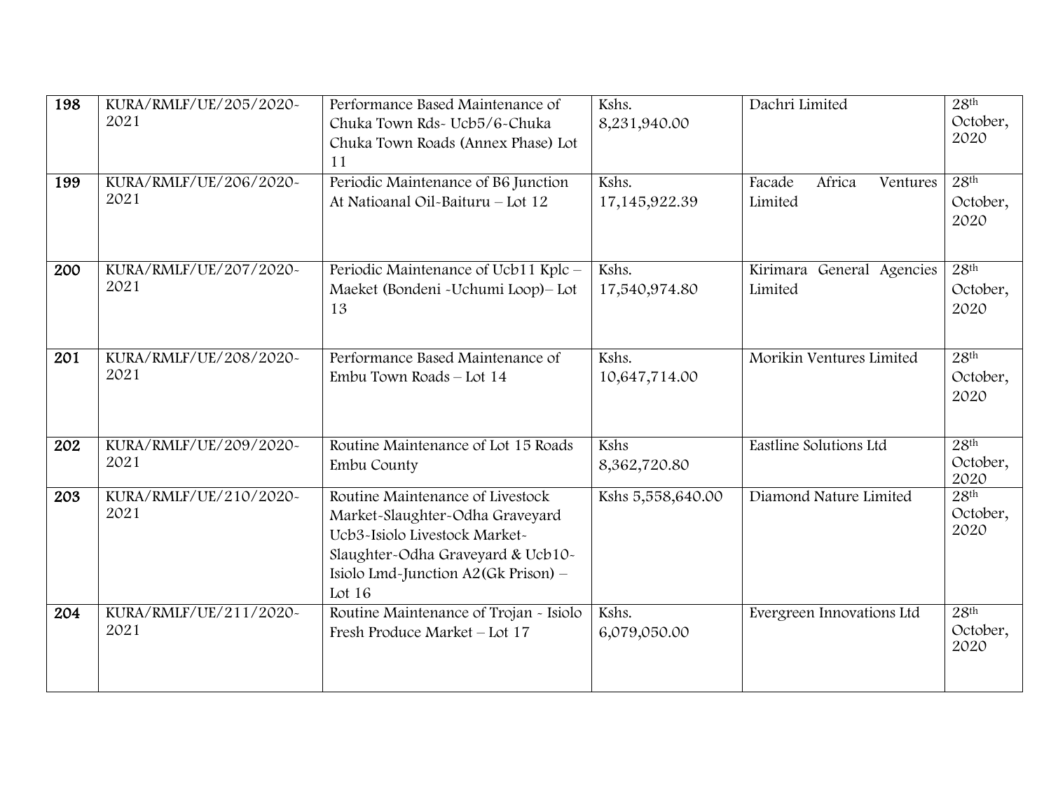| 198 | KURA/RMLF/UE/205/2020-2021 | Performance Based Maintenance of Chuka Town Rds- Ucb5/6-Chuka Chuka Town Roads (Annex Phase) Lot 11 | Kshs. 8,231,940.00 | Dachri Limited | 28th October, 2020 |
|---|---|---|---|---|---|
| 199 | KURA/RMLF/UE/206/2020-2021 | Periodic Maintenance of B6 Junction At Natioanal Oil-Baituru – Lot 12 | Kshs. 17,145,922.39 | Facade Africa Ventures Limited | 28th October, 2020 |
| 200 | KURA/RMLF/UE/207/2020-2021 | Periodic Maintenance of Ucb11 Kplc – Maeket (Bondeni -Uchumi Loop)– Lot 13 | Kshs. 17,540,974.80 | Kirimara General Agencies Limited | 28th October, 2020 |
| 201 | KURA/RMLF/UE/208/2020-2021 | Performance Based Maintenance of Embu Town Roads – Lot 14 | Kshs. 10,647,714.00 | Morikin Ventures Limited | 28th October, 2020 |
| 202 | KURA/RMLF/UE/209/2020-2021 | Routine Maintenance of Lot 15 Roads Embu County | Kshs 8,362,720.80 | Eastline Solutions Ltd | 28th October, 2020 |
| 203 | KURA/RMLF/UE/210/2020-2021 | Routine Maintenance of Livestock Market-Slaughter-Odha Graveyard Ucb3-Isiolo Livestock Market-Slaughter-Odha Graveyard & Ucb10-Isiolo Lmd-Junction A2(Gk Prison) – Lot 16 | Kshs 5,558,640.00 | Diamond Nature Limited | 28th October, 2020 |
| 204 | KURA/RMLF/UE/211/2020-2021 | Routine Maintenance of Trojan - Isiolo Fresh Produce Market – Lot 17 | Kshs. 6,079,050.00 | Evergreen Innovations Ltd | 28th October, 2020 |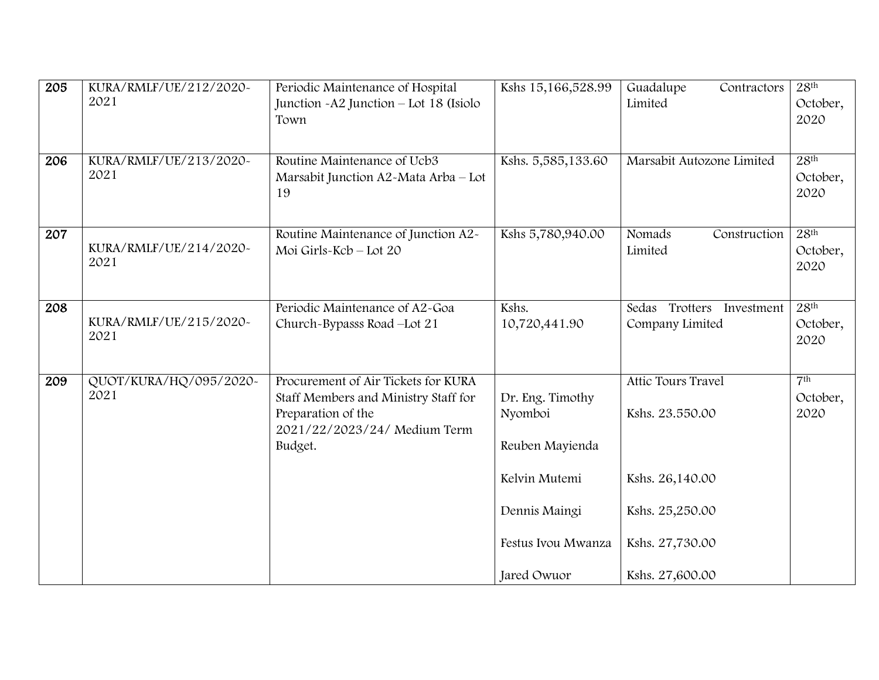| | | | | | |
|---|---|---|---|---|---|
| 205 | KURA/RMLF/UE/212/2020-2021 | Periodic Maintenance of Hospital Junction -A2 Junction – Lot 18 (Isiolo Town | Kshs 15,166,528.99 | Guadalupe Contractors Limited | 28th October, 2020 |
| 206 | KURA/RMLF/UE/213/2020-2021 | Routine Maintenance of Ucb3 Marsabit Junction A2-Mata Arba – Lot 19 | Kshs. 5,585,133.60 | Marsabit Autozone Limited | 28th October, 2020 |
| 207 | KURA/RMLF/UE/214/2020-2021 | Routine Maintenance of Junction A2-Moi Girls-Kcb – Lot 20 | Kshs 5,780,940.00 | Nomads Construction Limited | 28th October, 2020 |
| 208 | KURA/RMLF/UE/215/2020-2021 | Periodic Maintenance of A2-Goa Church-Bypasss Road –Lot 21 | Kshs. 10,720,441.90 | Sedas Trotters Investment Company Limited | 28th October, 2020 |
| 209 | QUOT/KURA/HQ/095/2020-2021 | Procurement of Air Tickets for KURA Staff Members and Ministry Staff for Preparation of the 2021/22/2023/24/ Medium Term Budget. | Dr. Eng. Timothy Nyomboi<br><br>Reuben Mayienda<br><br>Kelvin Mutemi<br><br>Dennis Maingi<br><br>Festus Ivou Mwanza<br><br>Jared Owuor | Attic Tours Travel<br><br>Kshs. 23.550.00<br><br><br>Kshs. 26,140.00<br><br>Kshs. 25,250.00<br><br>Kshs. 27,730.00<br><br>Kshs. 27,600.00 | 7th October, 2020 |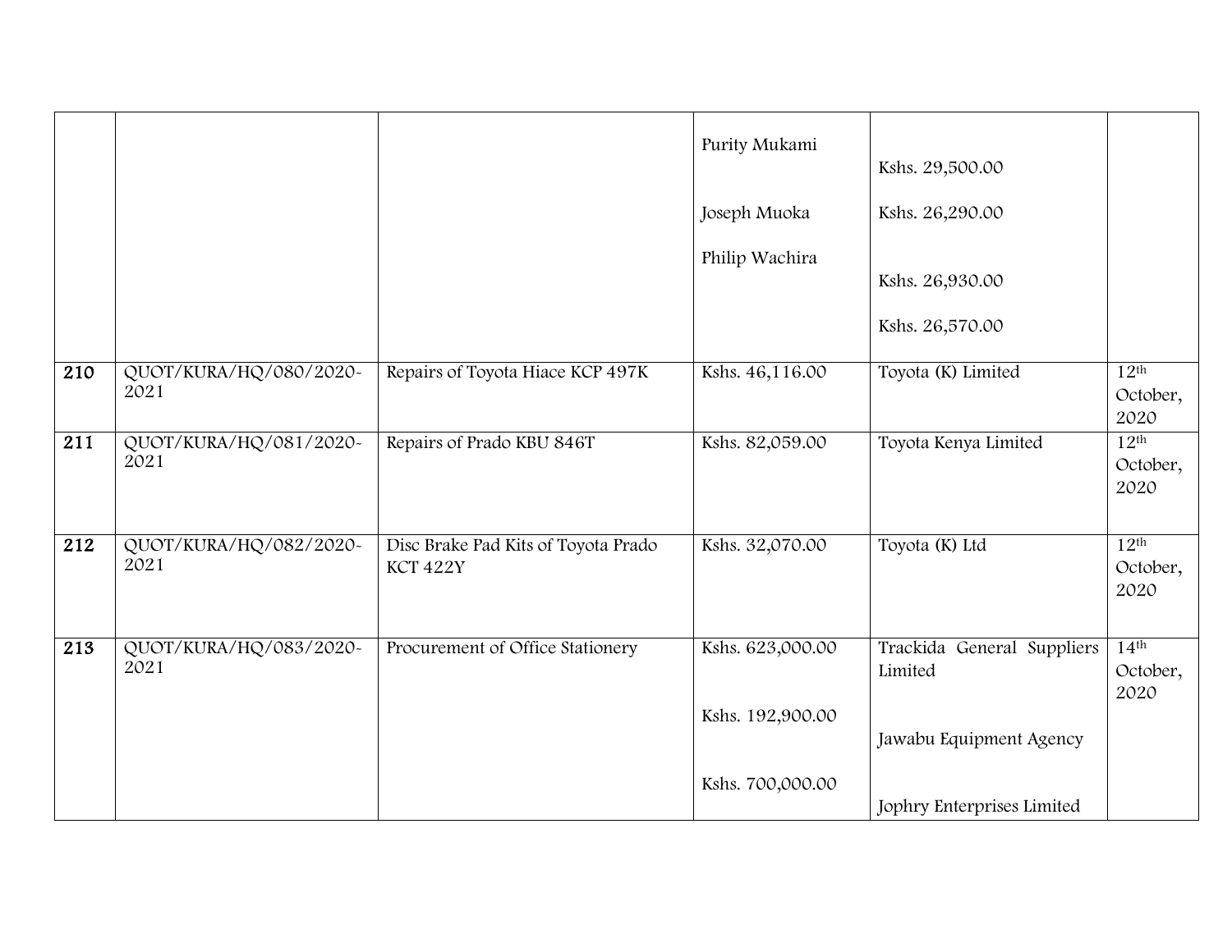| | | | | | |
|---|---|---|---|---|---|
| | | | Purity Mukami<br><br>Joseph Muoka<br><br>Philip Wachira | Kshs. 29,500.00<br><br>Kshs. 26,290.00<br><br>Kshs. 26,930.00<br><br>Kshs. 26,570.00 | |
| **210** | QUOT/KURA/HQ/080/2020-2021 | Repairs of Toyota Hiace KCP 497K | Kshs. 46,116.00 | Toyota (K) Limited | 12th October, 2020 |
| **211** | QUOT/KURA/HQ/081/2020-2021 | Repairs of Prado KBU 846T | Kshs. 82,059.00 | Toyota Kenya Limited | 12th October, 2020 |
| **212** | QUOT/KURA/HQ/082/2020-2021 | Disc Brake Pad Kits of Toyota Prado KCT 422Y | Kshs. 32,070.00 | Toyota (K) Ltd | 12th October, 2020 |
| **213** | QUOT/KURA/HQ/083/2020-2021 | Procurement of Office Stationery | Kshs. 623,000.00<br><br>Kshs. 192,900.00<br><br>Kshs. 700,000.00 | Trackida General Suppliers Limited<br><br>Jawabu Equipment Agency<br><br>Jophry Enterprises Limited | 14th October, 2020 |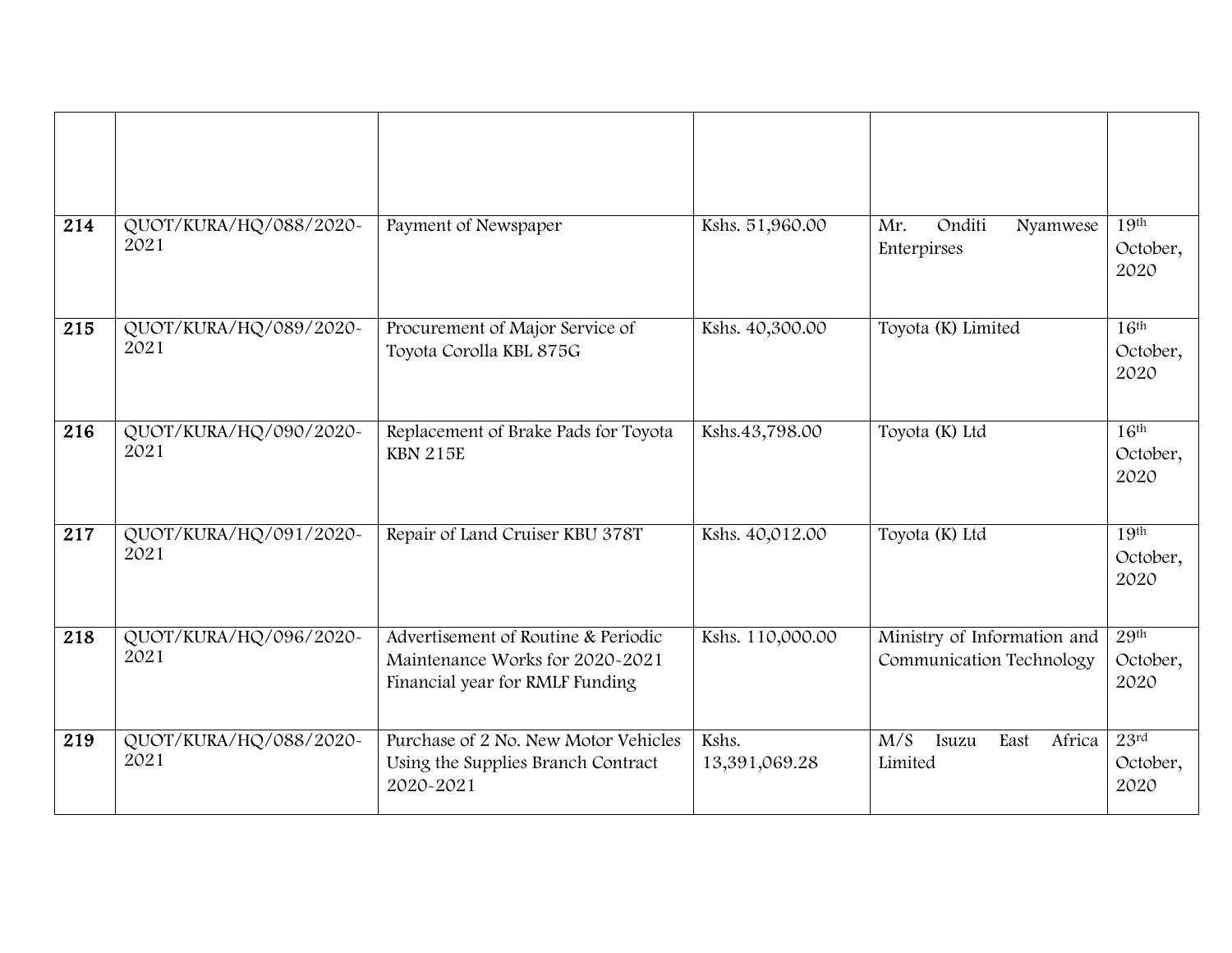| | | | | | |
|---|---|---|---|---|---|
| **214** | QUOT/KURA/HQ/088/2020-2021 | Payment of Newspaper | Kshs. 51,960.00 | Mr. Onditi Nyamwese Enterpirses | 19th October, 2020 |
| **215** | QUOT/KURA/HQ/089/2020-2021 | Procurement of Major Service of Toyota Corolla KBL 875G | Kshs. 40,300.00 | Toyota (K) Limited | 16th October, 2020 |
| **216** | QUOT/KURA/HQ/090/2020-2021 | Replacement of Brake Pads for Toyota KBN 215E | Kshs.43,798.00 | Toyota (K) Ltd | 16th October, 2020 |
| **217** | QUOT/KURA/HQ/091/2020-2021 | Repair of Land Cruiser KBU 378T | Kshs. 40,012.00 | Toyota (K) Ltd | 19th October, 2020 |
| **218** | QUOT/KURA/HQ/096/2020-2021 | Advertisement of Routine & Periodic Maintenance Works for 2020-2021 Financial year for RMLF Funding | Kshs. 110,000.00 | Ministry of Information and Communication Technology | 29th October, 2020 |
| **219** | QUOT/KURA/HQ/088/2020-2021 | Purchase of 2 No. New Motor Vehicles Using the Supplies Branch Contract 2020-2021 | Kshs. 13,391,069.28 | M/S Isuzu East Africa Limited | 23rd October, 2020 |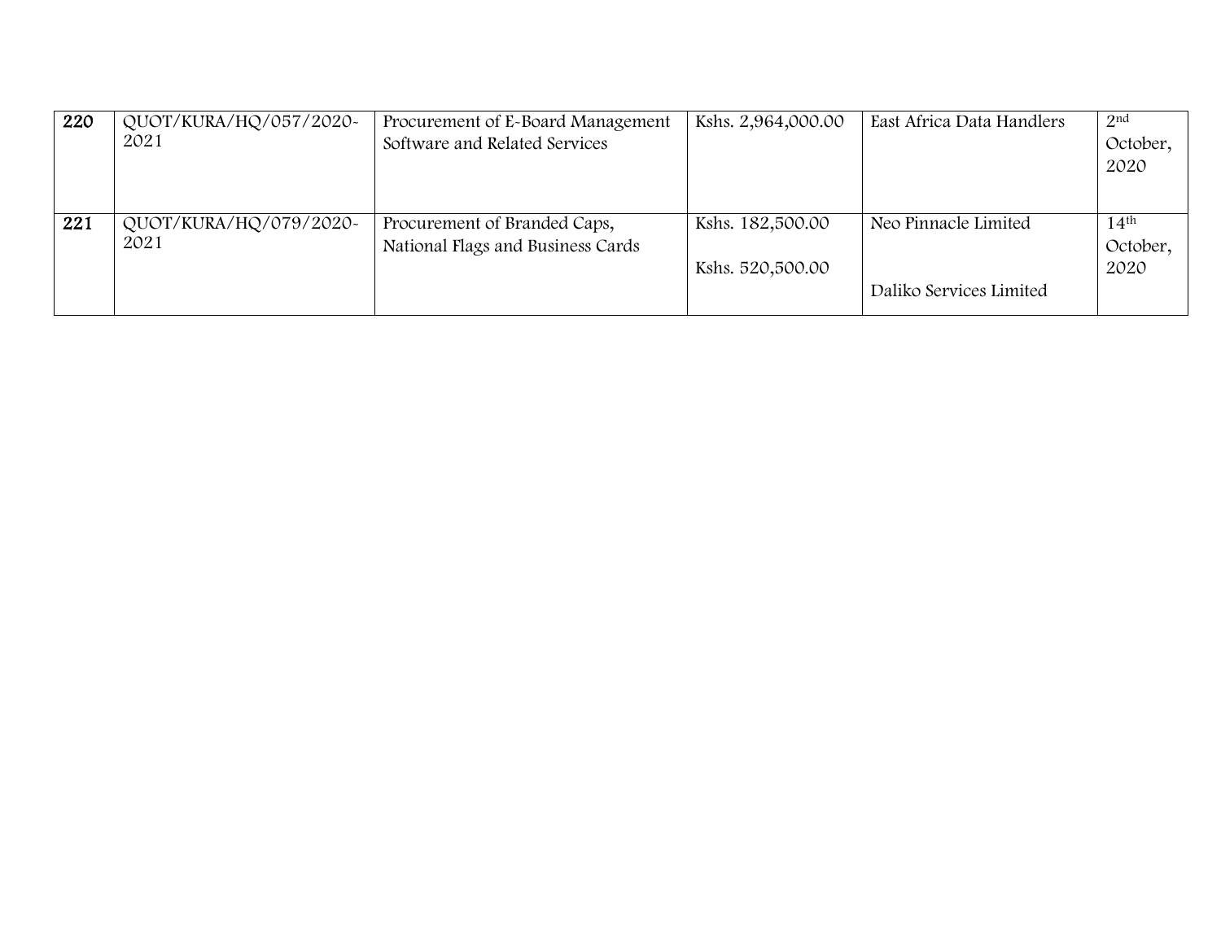| | | | | | |
|---|---|---|---|---|---|
| **220** | QUOT/KURA/HQ/057/2020-2021 | Procurement of E-Board Management Software and Related Services | Kshs. 2,964,000.00 | East Africa Data Handlers | 2nd October, 2020 |
| **221** | QUOT/KURA/HQ/079/2020-2021 | Procurement of Branded Caps, National Flags and Business Cards | Kshs. 182,500.00<br><br>Kshs. 520,500.00 | Neo Pinnacle Limited<br><br>Daliko Services Limited | 14th October, 2020 |